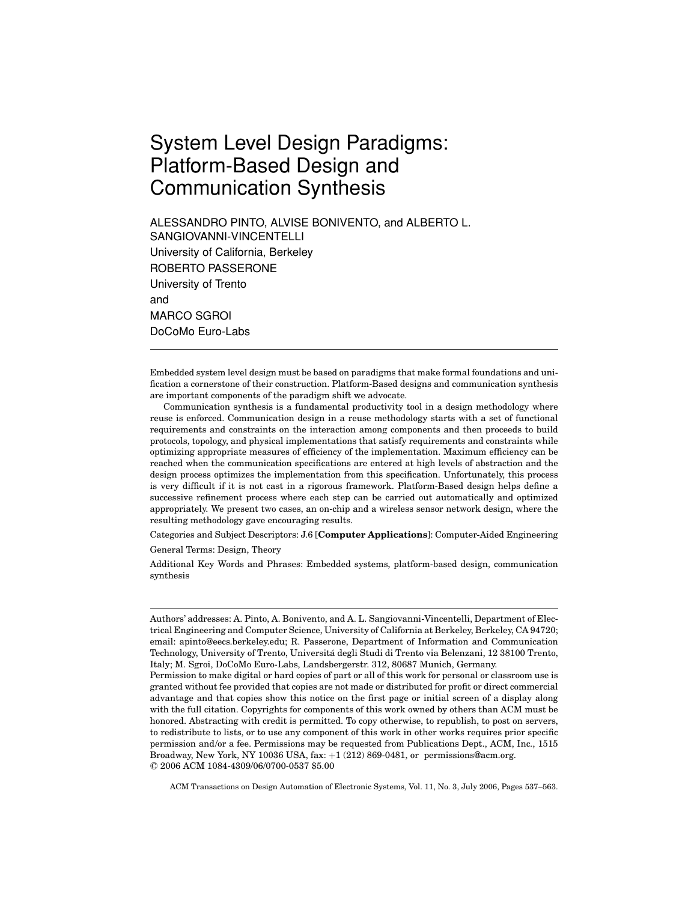# System Level Design Paradigms: Platform-Based Design and Communication Synthesis

ALESSANDRO PINTO, ALVISE BONIVENTO, and ALBERTO L. SANGIOVANNI-VINCENTELLI
University of California, Berkeley
ROBERTO PASSERONE
University of Trento
and
MARCO SGROI
DoCoMo Euro-Labs

---

Embedded system level design must be based on paradigms that make formal foundations and unification a cornerstone of their construction. Platform-Based designs and communication synthesis are important components of the paradigm shift we advocate.

Communication synthesis is a fundamental productivity tool in a design methodology where reuse is enforced. Communication design in a reuse methodology starts with a set of functional requirements and constraints on the interaction among components and then proceeds to build protocols, topology, and physical implementations that satisfy requirements and constraints while optimizing appropriate measures of efficiency of the implementation. Maximum efficiency can be reached when the communication specifications are entered at high levels of abstraction and the design process optimizes the implementation from this specification. Unfortunately, this process is very difficult if it is not cast in a rigorous framework. Platform-Based design helps define a successive refinement process where each step can be carried out automatically and optimized appropriately. We present two cases, an on-chip and a wireless sensor network design, where the resulting methodology gave encouraging results.

Categories and Subject Descriptors: J.6 [**Computer Applications**]: Computer-Aided Engineering

General Terms: Design, Theory

Additional Key Words and Phrases: Embedded systems, platform-based design, communication synthesis

---

Authors' addresses: A. Pinto, A. Bonivento, and A. L. Sangiovanni-Vincentelli, Department of Electrical Engineering and Computer Science, University of California at Berkeley, Berkeley, CA 94720; email: apinto@eecs.berkeley.edu; R. Passerone, Department of Information and Communication Technology, University of Trento, Universitá degli Studi di Trento via Belenzani, 12 38100 Trento, Italy; M. Sgroi, DoCoMo Euro-Labs, Landsbergerstr. 312, 80687 Munich, Germany.

Permission to make digital or hard copies of part or all of this work for personal or classroom use is granted without fee provided that copies are not made or distributed for profit or direct commercial advantage and that copies show this notice on the first page or initial screen of a display along with the full citation. Copyrights for components of this work owned by others than ACM must be honored. Abstracting with credit is permitted. To copy otherwise, to republish, to post on servers, to redistribute to lists, or to use any component of this work in other works requires prior specific permission and/or a fee. Permissions may be requested from Publications Dept., ACM, Inc., 1515 Broadway, New York, NY 10036 USA, fax: +1 (212) 869-0481, or permissions@acm.org.
© 2006 ACM 1084-4309/06/0700-0537 $5.00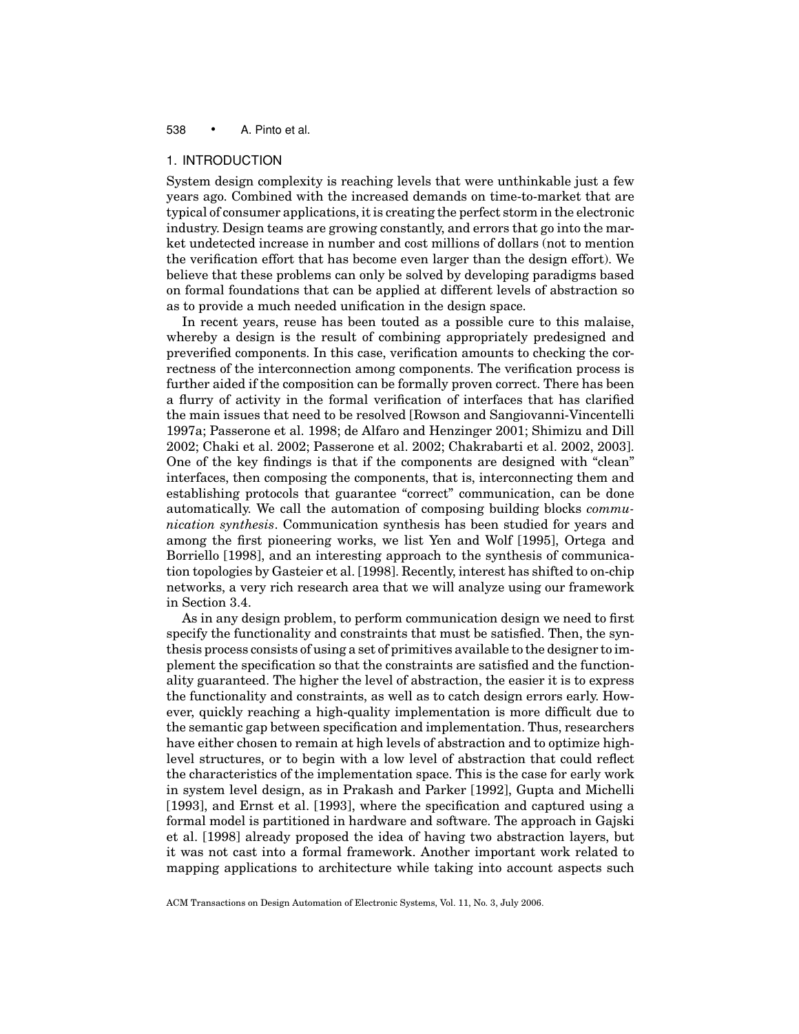## 1. INTRODUCTION

System design complexity is reaching levels that were unthinkable just a few years ago. Combined with the increased demands on time-to-market that are typical of consumer applications, it is creating the perfect storm in the electronic industry. Design teams are growing constantly, and errors that go into the market undetected increase in number and cost millions of dollars (not to mention the verification effort that has become even larger than the design effort). We believe that these problems can only be solved by developing paradigms based on formal foundations that can be applied at different levels of abstraction so as to provide a much needed unification in the design space.

In recent years, reuse has been touted as a possible cure to this malaise, whereby a design is the result of combining appropriately predesigned and preverified components. In this case, verification amounts to checking the correctness of the interconnection among components. The verification process is further aided if the composition can be formally proven correct. There has been a flurry of activity in the formal verification of interfaces that has clarified the main issues that need to be resolved [Rowson and Sangiovanni-Vincentelli 1997a; Passerone et al. 1998; de Alfaro and Henzinger 2001; Shimizu and Dill 2002; Chaki et al. 2002; Passerone et al. 2002; Chakrabarti et al. 2002, 2003]. One of the key findings is that if the components are designed with "clean" interfaces, then composing the components, that is, interconnecting them and establishing protocols that guarantee "correct" communication, can be done automatically. We call the automation of composing building blocks *communication synthesis*. Communication synthesis has been studied for years and among the first pioneering works, we list Yen and Wolf [1995], Ortega and Borriello [1998], and an interesting approach to the synthesis of communication topologies by Gasteier et al. [1998]. Recently, interest has shifted to on-chip networks, a very rich research area that we will analyze using our framework in Section 3.4.

As in any design problem, to perform communication design we need to first specify the functionality and constraints that must be satisfied. Then, the synthesis process consists of using a set of primitives available to the designer to implement the specification so that the constraints are satisfied and the functionality guaranteed. The higher the level of abstraction, the easier it is to express the functionality and constraints, as well as to catch design errors early. However, quickly reaching a high-quality implementation is more difficult due to the semantic gap between specification and implementation. Thus, researchers have either chosen to remain at high levels of abstraction and to optimize high-level structures, or to begin with a low level of abstraction that could reflect the characteristics of the implementation space. This is the case for early work in system level design, as in Prakash and Parker [1992], Gupta and Michelli [1993], and Ernst et al. [1993], where the specification and captured using a formal model is partitioned in hardware and software. The approach in Gajski et al. [1998] already proposed the idea of having two abstraction layers, but it was not cast into a formal framework. Another important work related to mapping applications to architecture while taking into account aspects such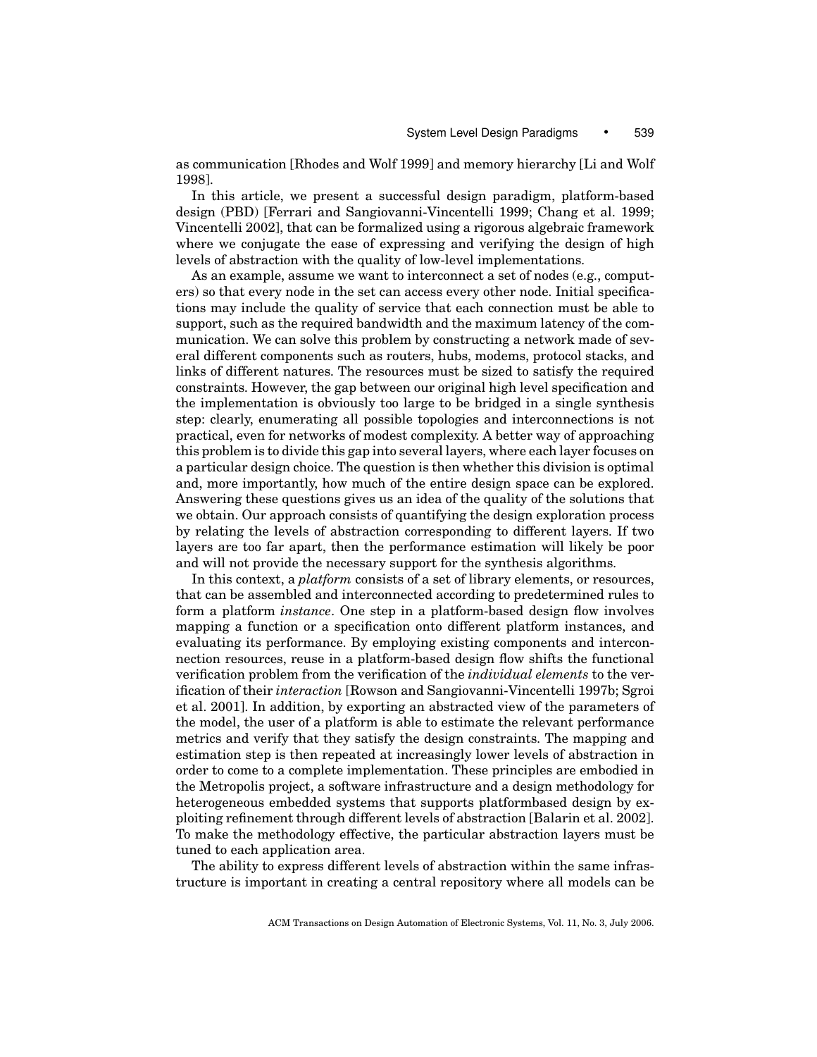as communication [Rhodes and Wolf 1999] and memory hierarchy [Li and Wolf 1998].

In this article, we present a successful design paradigm, platform-based design (PBD) [Ferrari and Sangiovanni-Vincentelli 1999; Chang et al. 1999; Vincentelli 2002], that can be formalized using a rigorous algebraic framework where we conjugate the ease of expressing and verifying the design of high levels of abstraction with the quality of low-level implementations.

As an example, assume we want to interconnect a set of nodes (e.g., computers) so that every node in the set can access every other node. Initial specifications may include the quality of service that each connection must be able to support, such as the required bandwidth and the maximum latency of the communication. We can solve this problem by constructing a network made of several different components such as routers, hubs, modems, protocol stacks, and links of different natures. The resources must be sized to satisfy the required constraints. However, the gap between our original high level specification and the implementation is obviously too large to be bridged in a single synthesis step: clearly, enumerating all possible topologies and interconnections is not practical, even for networks of modest complexity. A better way of approaching this problem is to divide this gap into several layers, where each layer focuses on a particular design choice. The question is then whether this division is optimal and, more importantly, how much of the entire design space can be explored. Answering these questions gives us an idea of the quality of the solutions that we obtain. Our approach consists of quantifying the design exploration process by relating the levels of abstraction corresponding to different layers. If two layers are too far apart, then the performance estimation will likely be poor and will not provide the necessary support for the synthesis algorithms.

In this context, a *platform* consists of a set of library elements, or resources, that can be assembled and interconnected according to predetermined rules to form a platform *instance*. One step in a platform-based design flow involves mapping a function or a specification onto different platform instances, and evaluating its performance. By employing existing components and interconnection resources, reuse in a platform-based design flow shifts the functional verification problem from the verification of the *individual elements* to the verification of their *interaction* [Rowson and Sangiovanni-Vincentelli 1997b; Sgroi et al. 2001]. In addition, by exporting an abstracted view of the parameters of the model, the user of a platform is able to estimate the relevant performance metrics and verify that they satisfy the design constraints. The mapping and estimation step is then repeated at increasingly lower levels of abstraction in order to come to a complete implementation. These principles are embodied in the Metropolis project, a software infrastructure and a design methodology for heterogeneous embedded systems that supports platformbased design by exploiting refinement through different levels of abstraction [Balarin et al. 2002]. To make the methodology effective, the particular abstraction layers must be tuned to each application area.

The ability to express different levels of abstraction within the same infrastructure is important in creating a central repository where all models can be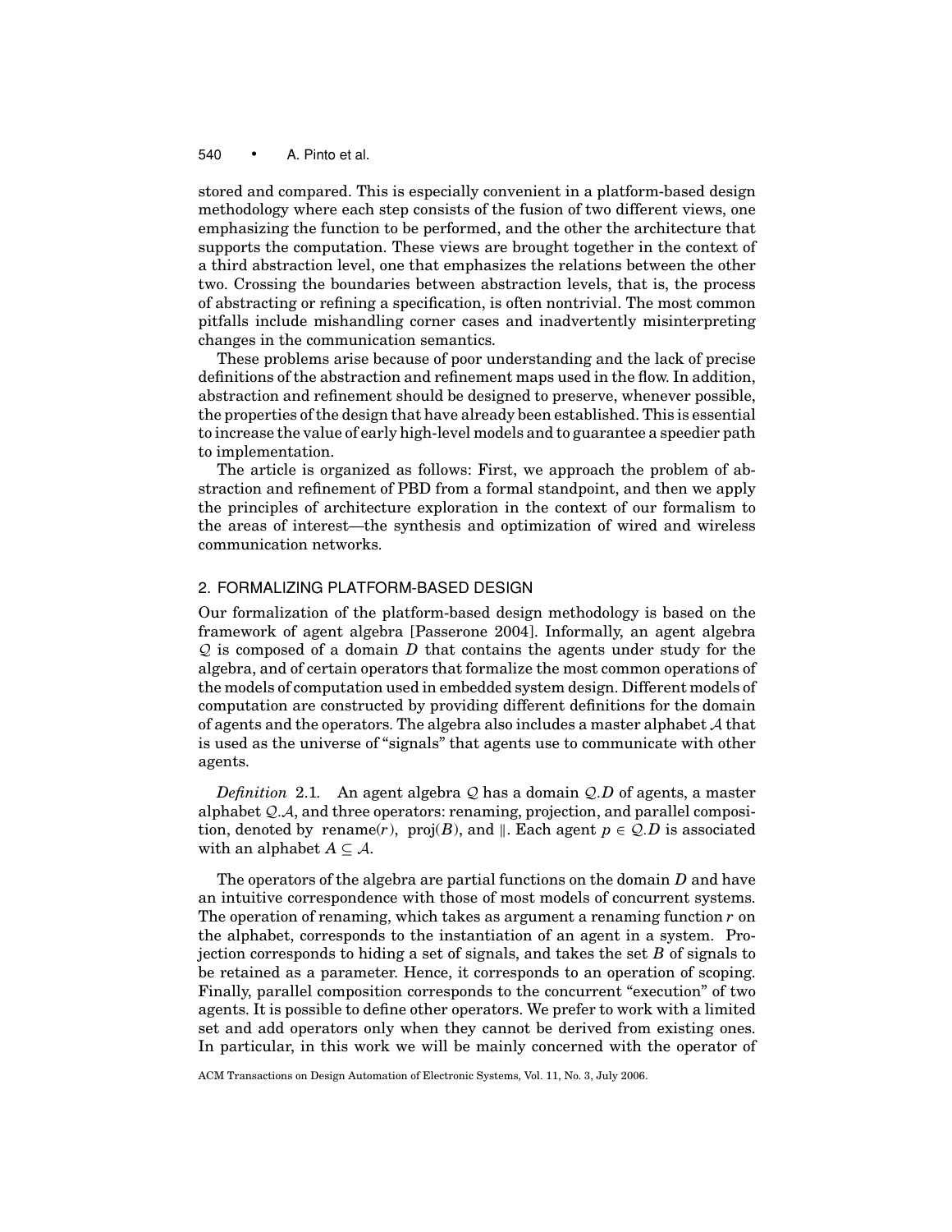stored and compared. This is especially convenient in a platform-based design methodology where each step consists of the fusion of two different views, one emphasizing the function to be performed, and the other the architecture that supports the computation. These views are brought together in the context of a third abstraction level, one that emphasizes the relations between the other two. Crossing the boundaries between abstraction levels, that is, the process of abstracting or refining a specification, is often nontrivial. The most common pitfalls include mishandling corner cases and inadvertently misinterpreting changes in the communication semantics.

These problems arise because of poor understanding and the lack of precise definitions of the abstraction and refinement maps used in the flow. In addition, abstraction and refinement should be designed to preserve, whenever possible, the properties of the design that have already been established. This is essential to increase the value of early high-level models and to guarantee a speedier path to implementation.

The article is organized as follows: First, we approach the problem of abstraction and refinement of PBD from a formal standpoint, and then we apply the principles of architecture exploration in the context of our formalism to the areas of interest—the synthesis and optimization of wired and wireless communication networks.

## 2. FORMALIZING PLATFORM-BASED DESIGN

Our formalization of the platform-based design methodology is based on the framework of agent algebra [Passerone 2004]. Informally, an agent algebra $\mathcal{Q}$ is composed of a domain $D$ that contains the agents under study for the algebra, and of certain operators that formalize the most common operations of the models of computation used in embedded system design. Different models of computation are constructed by providing different definitions for the domain of agents and the operators. The algebra also includes a master alphabet $\mathcal{A}$ that is used as the universe of "signals" that agents use to communicate with other agents.

*Definition* 2.1. An agent algebra $\mathcal{Q}$ has a domain $\mathcal{Q}.D$ of agents, a master alphabet $\mathcal{Q}.\mathcal{A}$, and three operators: renaming, projection, and parallel composition, denoted by $\text{rename}(r)$, $\text{proj}(B)$, and $\|$. Each agent $p \in \mathcal{Q}.D$ is associated with an alphabet $A \subseteq \mathcal{A}$.

The operators of the algebra are partial functions on the domain $D$ and have an intuitive correspondence with those of most models of concurrent systems. The operation of renaming, which takes as argument a renaming function $r$ on the alphabet, corresponds to the instantiation of an agent in a system. Projection corresponds to hiding a set of signals, and takes the set $B$ of signals to be retained as a parameter. Hence, it corresponds to an operation of scoping. Finally, parallel composition corresponds to the concurrent "execution" of two agents. It is possible to define other operators. We prefer to work with a limited set and add operators only when they cannot be derived from existing ones. In particular, in this work we will be mainly concerned with the operator of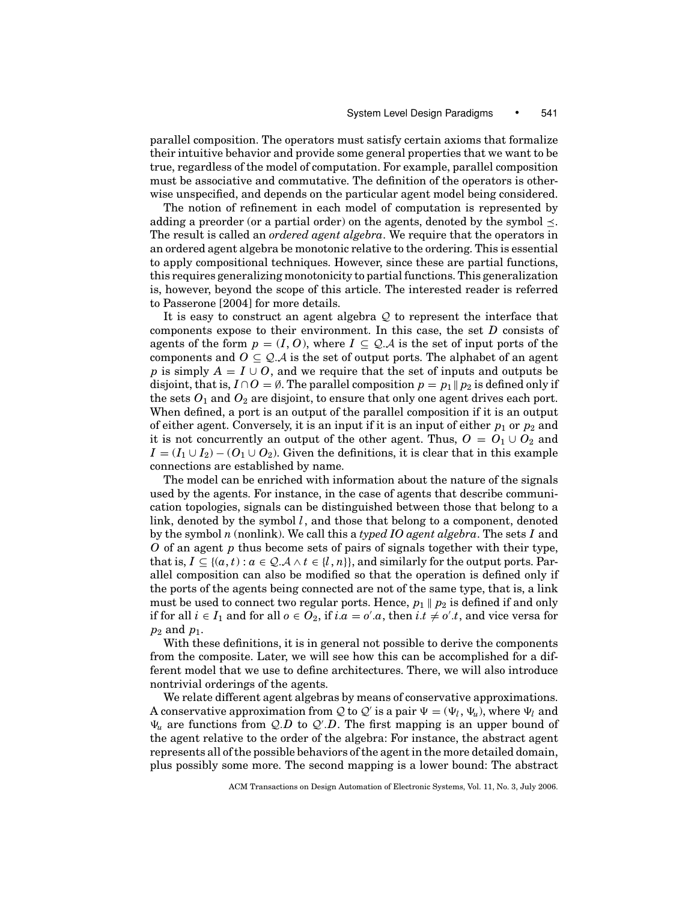parallel composition. The operators must satisfy certain axioms that formalize their intuitive behavior and provide some general properties that we want to be true, regardless of the model of computation. For example, parallel composition must be associative and commutative. The definition of the operators is otherwise unspecified, and depends on the particular agent model being considered.

The notion of refinement in each model of computation is represented by adding a preorder (or a partial order) on the agents, denoted by the symbol $\preceq$. The result is called an *ordered agent algebra*. We require that the operators in an ordered agent algebra be monotonic relative to the ordering. This is essential to apply compositional techniques. However, since these are partial functions, this requires generalizing monotonicity to partial functions. This generalization is, however, beyond the scope of this article. The interested reader is referred to Passerone [2004] for more details.

It is easy to construct an agent algebra $\mathcal{Q}$ to represent the interface that components expose to their environment. In this case, the set $D$ consists of agents of the form $p = (I, O)$, where $I \subseteq \mathcal{Q}.\mathcal{A}$ is the set of input ports of the components and $O \subseteq \mathcal{Q}.\mathcal{A}$ is the set of output ports. The alphabet of an agent $p$ is simply $A = I \cup O$, and we require that the set of inputs and outputs be disjoint, that is, $I \cap O = \emptyset$. The parallel composition $p = p_1 \parallel p_2$ is defined only if the sets $O_1$ and $O_2$ are disjoint, to ensure that only one agent drives each port. When defined, a port is an output of the parallel composition if it is an output of either agent. Conversely, it is an input if it is an input of either $p_1$ or $p_2$ and it is not concurrently an output of the other agent. Thus, $O = O_1 \cup O_2$ and $I = (I_1 \cup I_2) - (O_1 \cup O_2)$. Given the definitions, it is clear that in this example connections are established by name.

The model can be enriched with information about the nature of the signals used by the agents. For instance, in the case of agents that describe communication topologies, signals can be distinguished between those that belong to a link, denoted by the symbol $l$, and those that belong to a component, denoted by the symbol $n$ (nonlink). We call this a *typed IO agent algebra*. The sets $I$ and $O$ of an agent $p$ thus become sets of pairs of signals together with their type, that is, $I \subseteq \{(a, t) : a \in \mathcal{Q}.\mathcal{A} \wedge t \in \{l, n\}\}$, and similarly for the output ports. Parallel composition can also be modified so that the operation is defined only if the ports of the agents being connected are not of the same type, that is, a link must be used to connect two regular ports. Hence, $p_1 \parallel p_2$ is defined if and only if for all $i \in I_1$ and for all $o \in O_2$, if $i.a = o'.a$, then $i.t \neq o'.t$, and vice versa for $p_2$ and $p_1$.

With these definitions, it is in general not possible to derive the components from the composite. Later, we will see how this can be accomplished for a different model that we use to define architectures. There, we will also introduce nontrivial orderings of the agents.

We relate different agent algebras by means of conservative approximations. A conservative approximation from $\mathcal{Q}$ to $\mathcal{Q}'$ is a pair $\Psi = (\Psi_l, \Psi_u)$, where $\Psi_l$ and $\Psi_u$ are functions from $\mathcal{Q}.D$ to $\mathcal{Q}'.D$. The first mapping is an upper bound of the agent relative to the order of the algebra: For instance, the abstract agent represents all of the possible behaviors of the agent in the more detailed domain, plus possibly some more. The second mapping is a lower bound: The abstract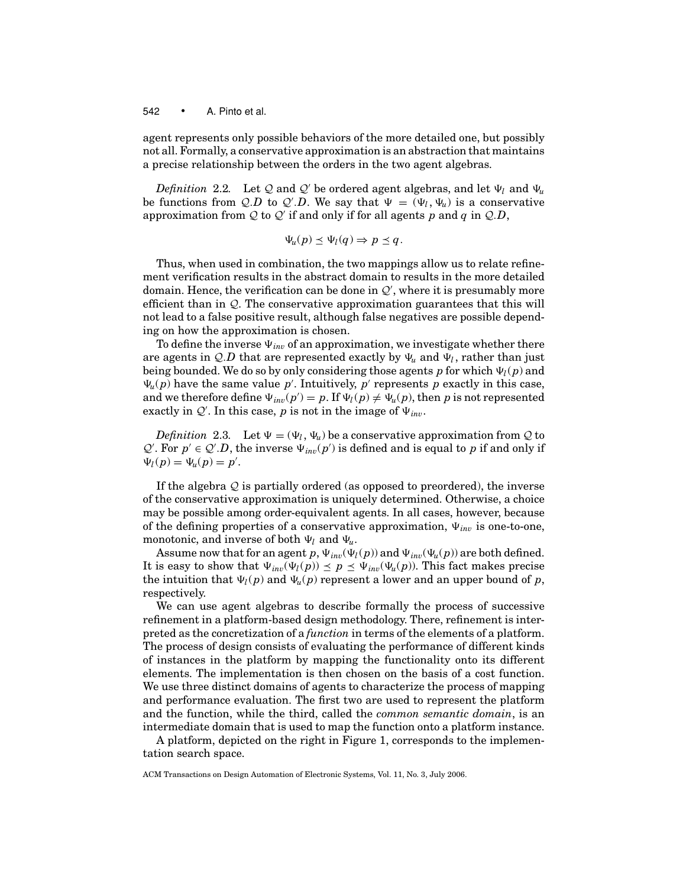agent represents only possible behaviors of the more detailed one, but possibly not all. Formally, a conservative approximation is an abstraction that maintains a precise relationship between the orders in the two agent algebras.

*Definition* 2.2. Let $\mathcal{Q}$ and $\mathcal{Q}'$ be ordered agent algebras, and let $\Psi_l$ and $\Psi_u$ be functions from $\mathcal{Q}.D$ to $\mathcal{Q}'.D$. We say that $\Psi = (\Psi_l, \Psi_u)$ is a conservative approximation from $\mathcal{Q}$ to $\mathcal{Q}'$ if and only if for all agents $p$ and $q$ in $\mathcal{Q}.D$,

$$\Psi_u(p) \preceq \Psi_l(q) \Rightarrow p \preceq q.$$

Thus, when used in combination, the two mappings allow us to relate refinement verification results in the abstract domain to results in the more detailed domain. Hence, the verification can be done in $\mathcal{Q}'$, where it is presumably more efficient than in $\mathcal{Q}$. The conservative approximation guarantees that this will not lead to a false positive result, although false negatives are possible depending on how the approximation is chosen.

To define the inverse $\Psi_{inv}$ of an approximation, we investigate whether there are agents in $\mathcal{Q}.D$ that are represented exactly by $\Psi_u$ and $\Psi_l$, rather than just being bounded. We do so by only considering those agents $p$ for which $\Psi_l(p)$ and $\Psi_u(p)$ have the same value $p'$. Intuitively, $p'$ represents $p$ exactly in this case, and we therefore define $\Psi_{inv}(p') = p$. If $\Psi_l(p) \neq \Psi_u(p)$, then $p$ is not represented exactly in $\mathcal{Q}'$. In this case, $p$ is not in the image of $\Psi_{inv}$.

*Definition* 2.3. Let $\Psi = (\Psi_l, \Psi_u)$ be a conservative approximation from $\mathcal{Q}$ to $\mathcal{Q}'$. For $p' \in \mathcal{Q}'.D$, the inverse $\Psi_{inv}(p')$ is defined and is equal to $p$ if and only if $\Psi_l(p) = \Psi_u(p) = p'$.

If the algebra $\mathcal{Q}$ is partially ordered (as opposed to preordered), the inverse of the conservative approximation is uniquely determined. Otherwise, a choice may be possible among order-equivalent agents. In all cases, however, because of the defining properties of a conservative approximation, $\Psi_{inv}$ is one-to-one, monotonic, and inverse of both $\Psi_l$ and $\Psi_u$.

Assume now that for an agent $p$, $\Psi_{inv}(\Psi_l(p))$ and $\Psi_{inv}(\Psi_u(p))$ are both defined. It is easy to show that $\Psi_{inv}(\Psi_l(p)) \preceq p \preceq \Psi_{inv}(\Psi_u(p))$. This fact makes precise the intuition that $\Psi_l(p)$ and $\Psi_u(p)$ represent a lower and an upper bound of $p$, respectively.

We can use agent algebras to describe formally the process of successive refinement in a platform-based design methodology. There, refinement is interpreted as the concretization of a *function* in terms of the elements of a platform. The process of design consists of evaluating the performance of different kinds of instances in the platform by mapping the functionality onto its different elements. The implementation is then chosen on the basis of a cost function. We use three distinct domains of agents to characterize the process of mapping and performance evaluation. The first two are used to represent the platform and the function, while the third, called the *common semantic domain*, is an intermediate domain that is used to map the function onto a platform instance.

A platform, depicted on the right in Figure 1, corresponds to the implementation search space.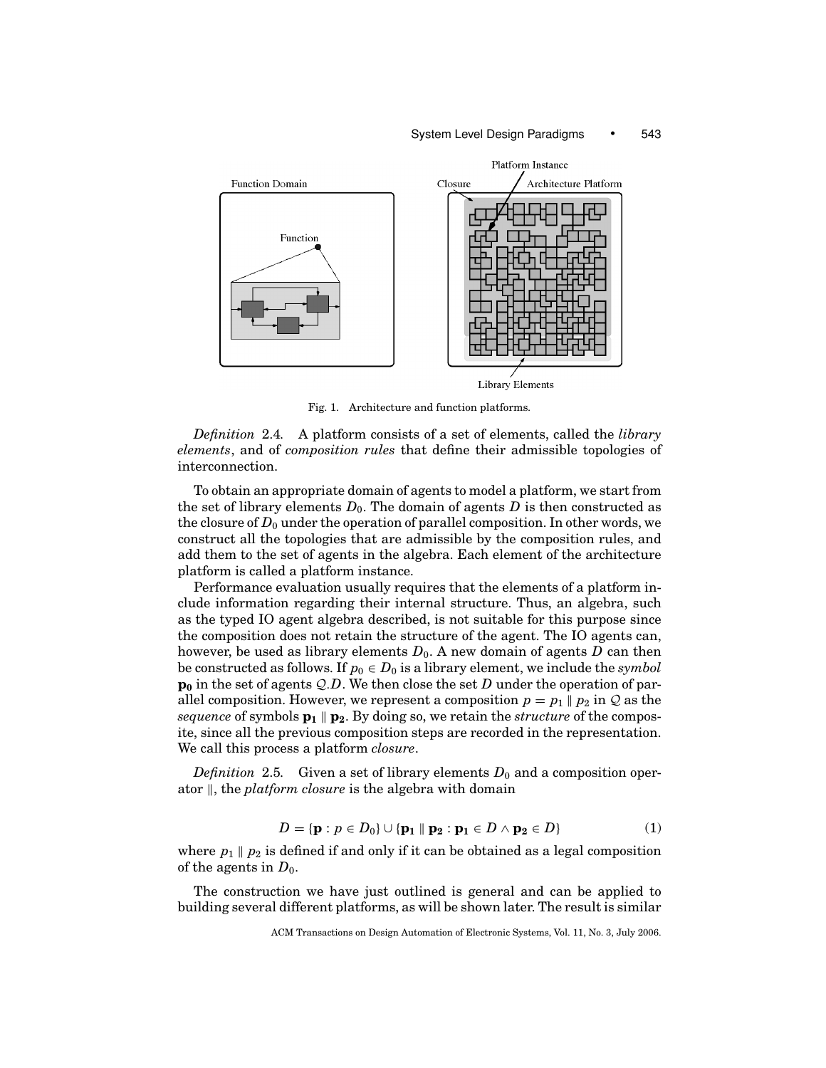Fig. 1. Architecture and function platforms.

*Definition* 2.4. A platform consists of a set of elements, called the *library elements*, and of *composition rules* that define their admissible topologies of interconnection.

To obtain an appropriate domain of agents to model a platform, we start from the set of library elements $D_0$. The domain of agents $D$ is then constructed as the closure of $D_0$ under the operation of parallel composition. In other words, we construct all the topologies that are admissible by the composition rules, and add them to the set of agents in the algebra. Each element of the architecture platform is called a platform instance.

Performance evaluation usually requires that the elements of a platform include information regarding their internal structure. Thus, an algebra, such as the typed IO agent algebra described, is not suitable for this purpose since the composition does not retain the structure of the agent. The IO agents can, however, be used as library elements $D_0$. A new domain of agents $D$ can then be constructed as follows. If $p_0 \in D_0$ is a library element, we include the *symbol* $\mathbf{p_0}$ in the set of agents $\mathcal{Q}.D$. We then close the set $D$ under the operation of parallel composition. However, we represent a composition $p = p_1 \parallel p_2$ in $\mathcal{Q}$ as the *sequence* of symbols $\mathbf{p_1} \parallel \mathbf{p_2}$. By doing so, we retain the *structure* of the composite, since all the previous composition steps are recorded in the representation. We call this process a platform *closure*.

*Definition* 2.5. Given a set of library elements $D_0$ and a composition operator $\parallel$, the *platform closure* is the algebra with domain

$$D = \{\mathbf{p} : p \in D_0\} \cup \{\mathbf{p_1} \parallel \mathbf{p_2} : \mathbf{p_1} \in D \wedge \mathbf{p_2} \in D\} \tag{1}$$

where $p_1 \parallel p_2$ is defined if and only if it can be obtained as a legal composition of the agents in $D_0$.

The construction we have just outlined is general and can be applied to building several different platforms, as will be shown later. The result is similar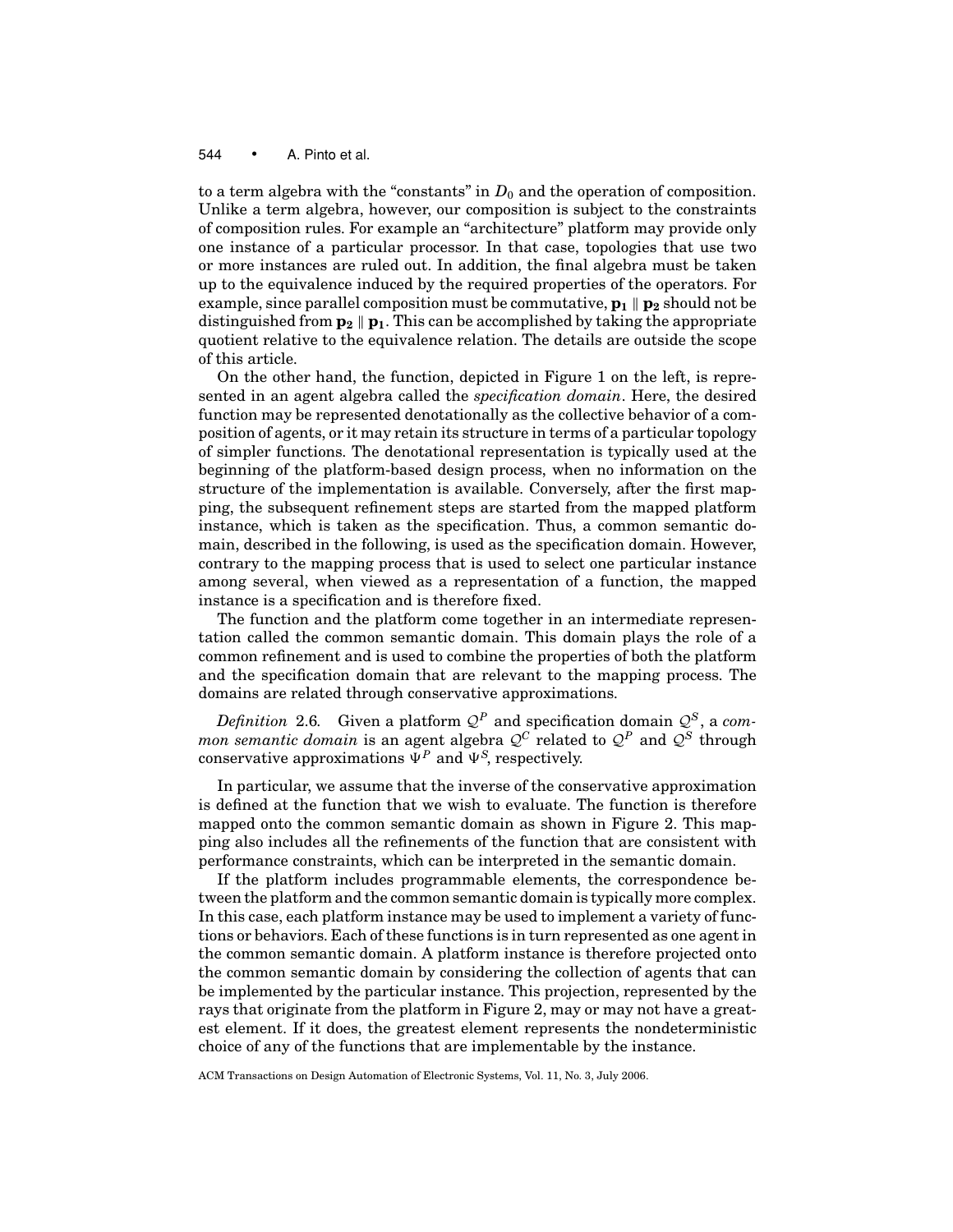to a term algebra with the "constants" in $D_0$ and the operation of composition. Unlike a term algebra, however, our composition is subject to the constraints of composition rules. For example an "architecture" platform may provide only one instance of a particular processor. In that case, topologies that use two or more instances are ruled out. In addition, the final algebra must be taken up to the equivalence induced by the required properties of the operators. For example, since parallel composition must be commutative, $\mathbf{p_1} \parallel \mathbf{p_2}$ should not be distinguished from $\mathbf{p_2} \parallel \mathbf{p_1}$. This can be accomplished by taking the appropriate quotient relative to the equivalence relation. The details are outside the scope of this article.

On the other hand, the function, depicted in Figure 1 on the left, is represented in an agent algebra called the *specification domain*. Here, the desired function may be represented denotationally as the collective behavior of a composition of agents, or it may retain its structure in terms of a particular topology of simpler functions. The denotational representation is typically used at the beginning of the platform-based design process, when no information on the structure of the implementation is available. Conversely, after the first mapping, the subsequent refinement steps are started from the mapped platform instance, which is taken as the specification. Thus, a common semantic domain, described in the following, is used as the specification domain. However, contrary to the mapping process that is used to select one particular instance among several, when viewed as a representation of a function, the mapped instance is a specification and is therefore fixed.

The function and the platform come together in an intermediate representation called the common semantic domain. This domain plays the role of a common refinement and is used to combine the properties of both the platform and the specification domain that are relevant to the mapping process. The domains are related through conservative approximations.

*Definition* 2.6. Given a platform $\mathcal{Q}^P$ and specification domain $\mathcal{Q}^S$, a *common semantic domain* is an agent algebra $\mathcal{Q}^C$ related to $\mathcal{Q}^P$ and $\mathcal{Q}^S$ through conservative approximations $\Psi^P$ and $\Psi^S$, respectively.

In particular, we assume that the inverse of the conservative approximation is defined at the function that we wish to evaluate. The function is therefore mapped onto the common semantic domain as shown in Figure 2. This mapping also includes all the refinements of the function that are consistent with performance constraints, which can be interpreted in the semantic domain.

If the platform includes programmable elements, the correspondence between the platform and the common semantic domain is typically more complex. In this case, each platform instance may be used to implement a variety of functions or behaviors. Each of these functions is in turn represented as one agent in the common semantic domain. A platform instance is therefore projected onto the common semantic domain by considering the collection of agents that can be implemented by the particular instance. This projection, represented by the rays that originate from the platform in Figure 2, may or may not have a greatest element. If it does, the greatest element represents the nondeterministic choice of any of the functions that are implementable by the instance.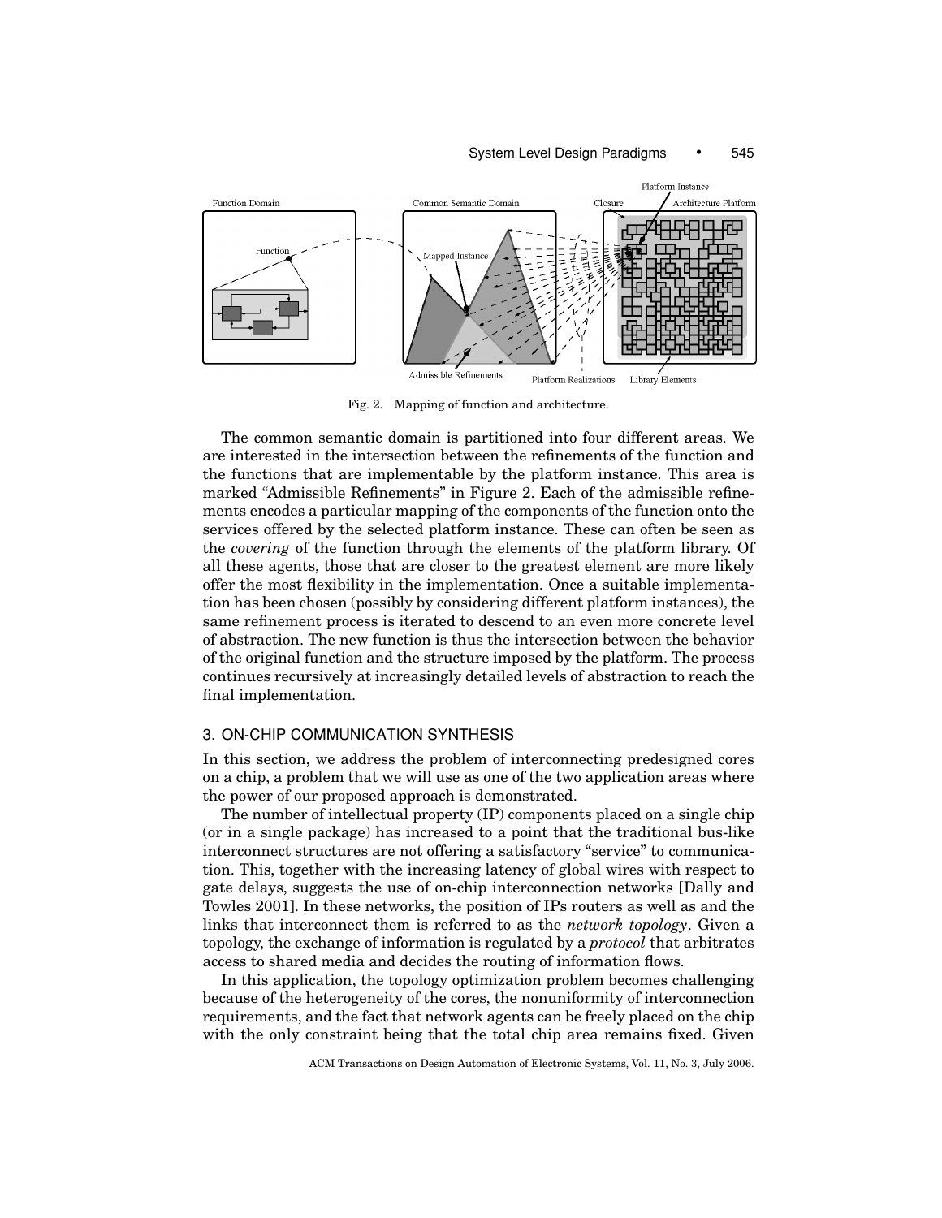Fig. 2. Mapping of function and architecture.

The common semantic domain is partitioned into four different areas. We are interested in the intersection between the refinements of the function and the functions that are implementable by the platform instance. This area is marked "Admissible Refinements" in Figure 2. Each of the admissible refinements encodes a particular mapping of the components of the function onto the services offered by the selected platform instance. These can often be seen as the *covering* of the function through the elements of the platform library. Of all these agents, those that are closer to the greatest element are more likely offer the most flexibility in the implementation. Once a suitable implementation has been chosen (possibly by considering different platform instances), the same refinement process is iterated to descend to an even more concrete level of abstraction. The new function is thus the intersection between the behavior of the original function and the structure imposed by the platform. The process continues recursively at increasingly detailed levels of abstraction to reach the final implementation.

## 3. ON-CHIP COMMUNICATION SYNTHESIS

In this section, we address the problem of interconnecting predesigned cores on a chip, a problem that we will use as one of the two application areas where the power of our proposed approach is demonstrated.

The number of intellectual property (IP) components placed on a single chip (or in a single package) has increased to a point that the traditional bus-like interconnect structures are not offering a satisfactory "service" to communication. This, together with the increasing latency of global wires with respect to gate delays, suggests the use of on-chip interconnection networks [Dally and Towles 2001]. In these networks, the position of IPs routers as well as and the links that interconnect them is referred to as the *network topology*. Given a topology, the exchange of information is regulated by a *protocol* that arbitrates access to shared media and decides the routing of information flows.

In this application, the topology optimization problem becomes challenging because of the heterogeneity of the cores, the nonuniformity of interconnection requirements, and the fact that network agents can be freely placed on the chip with the only constraint being that the total chip area remains fixed. Given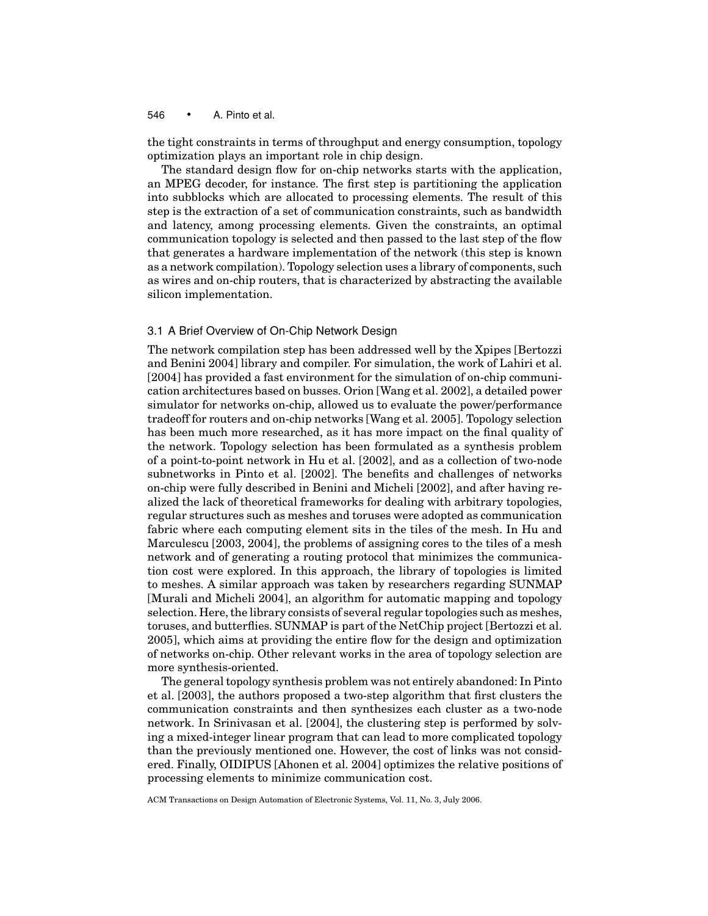the tight constraints in terms of throughput and energy consumption, topology optimization plays an important role in chip design.

The standard design flow for on-chip networks starts with the application, an MPEG decoder, for instance. The first step is partitioning the application into subblocks which are allocated to processing elements. The result of this step is the extraction of a set of communication constraints, such as bandwidth and latency, among processing elements. Given the constraints, an optimal communication topology is selected and then passed to the last step of the flow that generates a hardware implementation of the network (this step is known as a network compilation). Topology selection uses a library of components, such as wires and on-chip routers, that is characterized by abstracting the available silicon implementation.

### 3.1 A Brief Overview of On-Chip Network Design

The network compilation step has been addressed well by the Xpipes [Bertozzi and Benini 2004] library and compiler. For simulation, the work of Lahiri et al. [2004] has provided a fast environment for the simulation of on-chip communication architectures based on busses. Orion [Wang et al. 2002], a detailed power simulator for networks on-chip, allowed us to evaluate the power/performance tradeoff for routers and on-chip networks [Wang et al. 2005]. Topology selection has been much more researched, as it has more impact on the final quality of the network. Topology selection has been formulated as a synthesis problem of a point-to-point network in Hu et al. [2002], and as a collection of two-node subnetworks in Pinto et al. [2002]. The benefits and challenges of networks on-chip were fully described in Benini and Micheli [2002], and after having realized the lack of theoretical frameworks for dealing with arbitrary topologies, regular structures such as meshes and toruses were adopted as communication fabric where each computing element sits in the tiles of the mesh. In Hu and Marculescu [2003, 2004], the problems of assigning cores to the tiles of a mesh network and of generating a routing protocol that minimizes the communication cost were explored. In this approach, the library of topologies is limited to meshes. A similar approach was taken by researchers regarding SUNMAP [Murali and Micheli 2004], an algorithm for automatic mapping and topology selection. Here, the library consists of several regular topologies such as meshes, toruses, and butterflies. SUNMAP is part of the NetChip project [Bertozzi et al. 2005], which aims at providing the entire flow for the design and optimization of networks on-chip. Other relevant works in the area of topology selection are more synthesis-oriented.

The general topology synthesis problem was not entirely abandoned: In Pinto et al. [2003], the authors proposed a two-step algorithm that first clusters the communication constraints and then synthesizes each cluster as a two-node network. In Srinivasan et al. [2004], the clustering step is performed by solving a mixed-integer linear program that can lead to more complicated topology than the previously mentioned one. However, the cost of links was not considered. Finally, OIDIPUS [Ahonen et al. 2004] optimizes the relative positions of processing elements to minimize communication cost.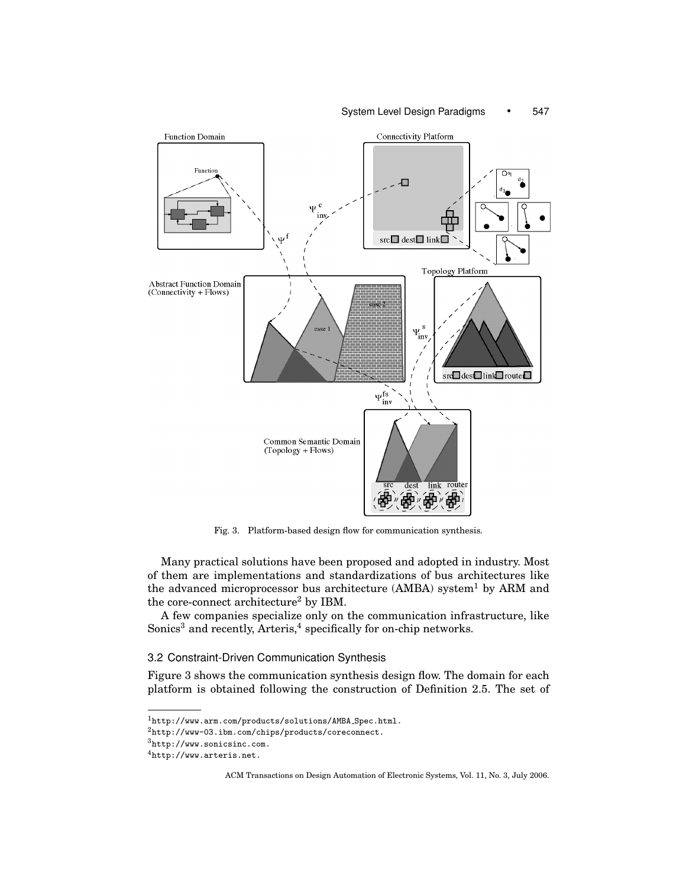Fig. 3. Platform-based design flow for communication synthesis.

Many practical solutions have been proposed and adopted in industry. Most of them are implementations and standardizations of bus architectures like the advanced microprocessor bus architecture (AMBA) system[1] by ARM and the core-connect architecture[2] by IBM.

A few companies specialize only on the communication infrastructure, like Sonics[3] and recently, Arteris,[4] specifically for on-chip networks.

### 3.2 Constraint-Driven Communication Synthesis

Figure 3 shows the communication synthesis design flow. The domain for each platform is obtained following the construction of Definition 2.5. The set of

---

[1] http://www.arm.com/products/solutions/AMBA_Spec.html.

[2] http://www-03.ibm.com/chips/products/coreconnect.

[3] http://www.sonicsinc.com.

[4] http://www.arteris.net.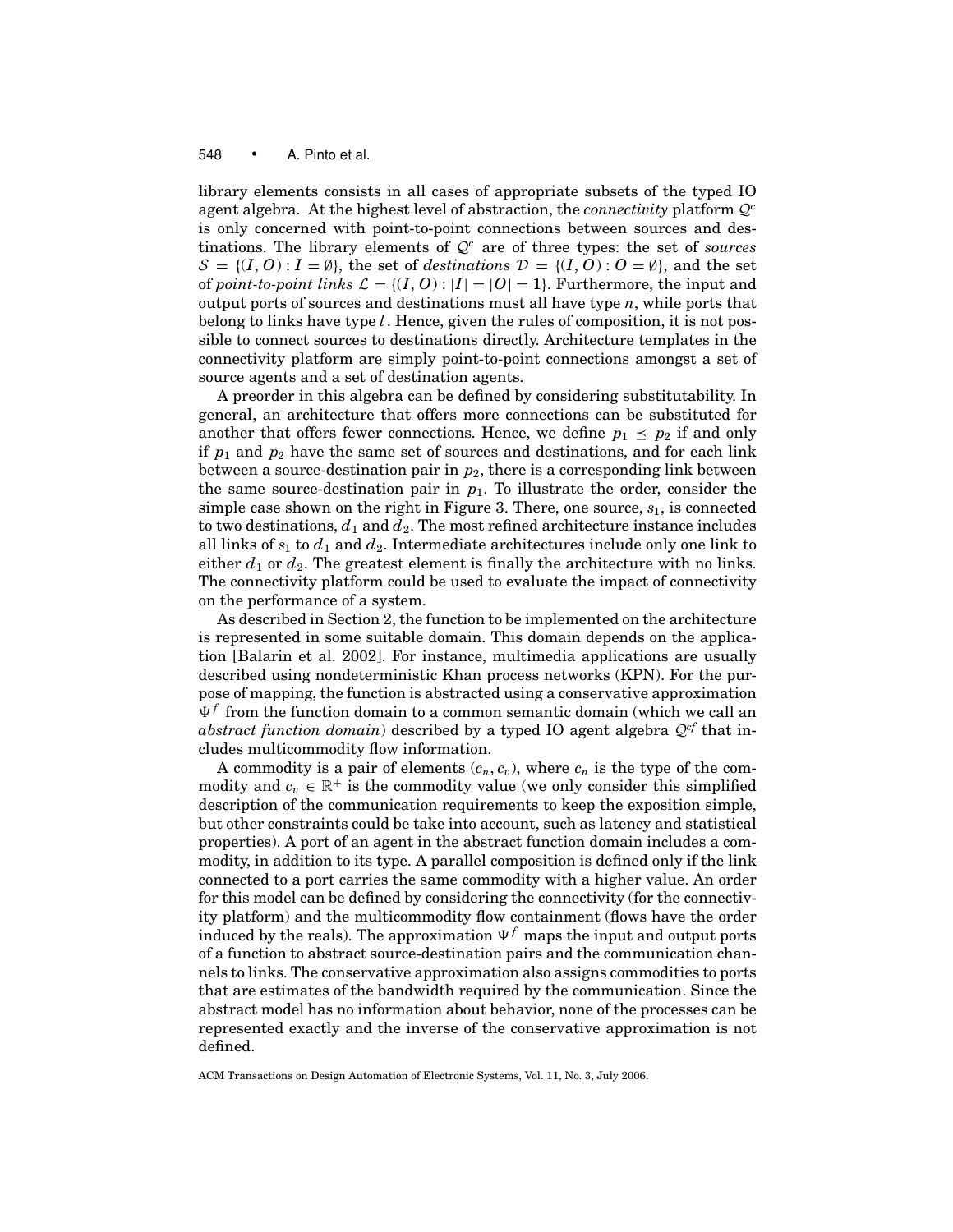library elements consists in all cases of appropriate subsets of the typed IO agent algebra. At the highest level of abstraction, the *connectivity* platform $\mathcal{Q}^c$ is only concerned with point-to-point connections between sources and destinations. The library elements of $\mathcal{Q}^c$ are of three types: the set of *sources* $\mathcal{S} = \{(I, O) : I = \emptyset\}$, the set of *destinations* $\mathcal{D} = \{(I, O) : O = \emptyset\}$, and the set of *point-to-point links* $\mathcal{L} = \{(I, O) : |I| = |O| = 1\}$. Furthermore, the input and output ports of sources and destinations must all have type $n$, while ports that belong to links have type $l$. Hence, given the rules of composition, it is not possible to connect sources to destinations directly. Architecture templates in the connectivity platform are simply point-to-point connections amongst a set of source agents and a set of destination agents.

A preorder in this algebra can be defined by considering substitutability. In general, an architecture that offers more connections can be substituted for another that offers fewer connections. Hence, we define $p_1 \preceq p_2$ if and only if $p_1$ and $p_2$ have the same set of sources and destinations, and for each link between a source-destination pair in $p_2$, there is a corresponding link between the same source-destination pair in $p_1$. To illustrate the order, consider the simple case shown on the right in Figure 3. There, one source, $s_1$, is connected to two destinations, $d_1$ and $d_2$. The most refined architecture instance includes all links of $s_1$ to $d_1$ and $d_2$. Intermediate architectures include only one link to either $d_1$ or $d_2$. The greatest element is finally the architecture with no links. The connectivity platform could be used to evaluate the impact of connectivity on the performance of a system.

As described in Section 2, the function to be implemented on the architecture is represented in some suitable domain. This domain depends on the application [Balarin et al. 2002]. For instance, multimedia applications are usually described using nondeterministic Khan process networks (KPN). For the purpose of mapping, the function is abstracted using a conservative approximation $\Psi^f$ from the function domain to a common semantic domain (which we call an *abstract function domain*) described by a typed IO agent algebra $\mathcal{Q}^{cf}$ that includes multicommodity flow information.

A commodity is a pair of elements $(c_n, c_v)$, where $c_n$ is the type of the commodity and $c_v \in \mathbb{R}^+$ is the commodity value (we only consider this simplified description of the communication requirements to keep the exposition simple, but other constraints could be take into account, such as latency and statistical properties). A port of an agent in the abstract function domain includes a commodity, in addition to its type. A parallel composition is defined only if the link connected to a port carries the same commodity with a higher value. An order for this model can be defined by considering the connectivity (for the connectivity platform) and the multicommodity flow containment (flows have the order induced by the reals). The approximation $\Psi^f$ maps the input and output ports of a function to abstract source-destination pairs and the communication channels to links. The conservative approximation also assigns commodities to ports that are estimates of the bandwidth required by the communication. Since the abstract model has no information about behavior, none of the processes can be represented exactly and the inverse of the conservative approximation is not defined.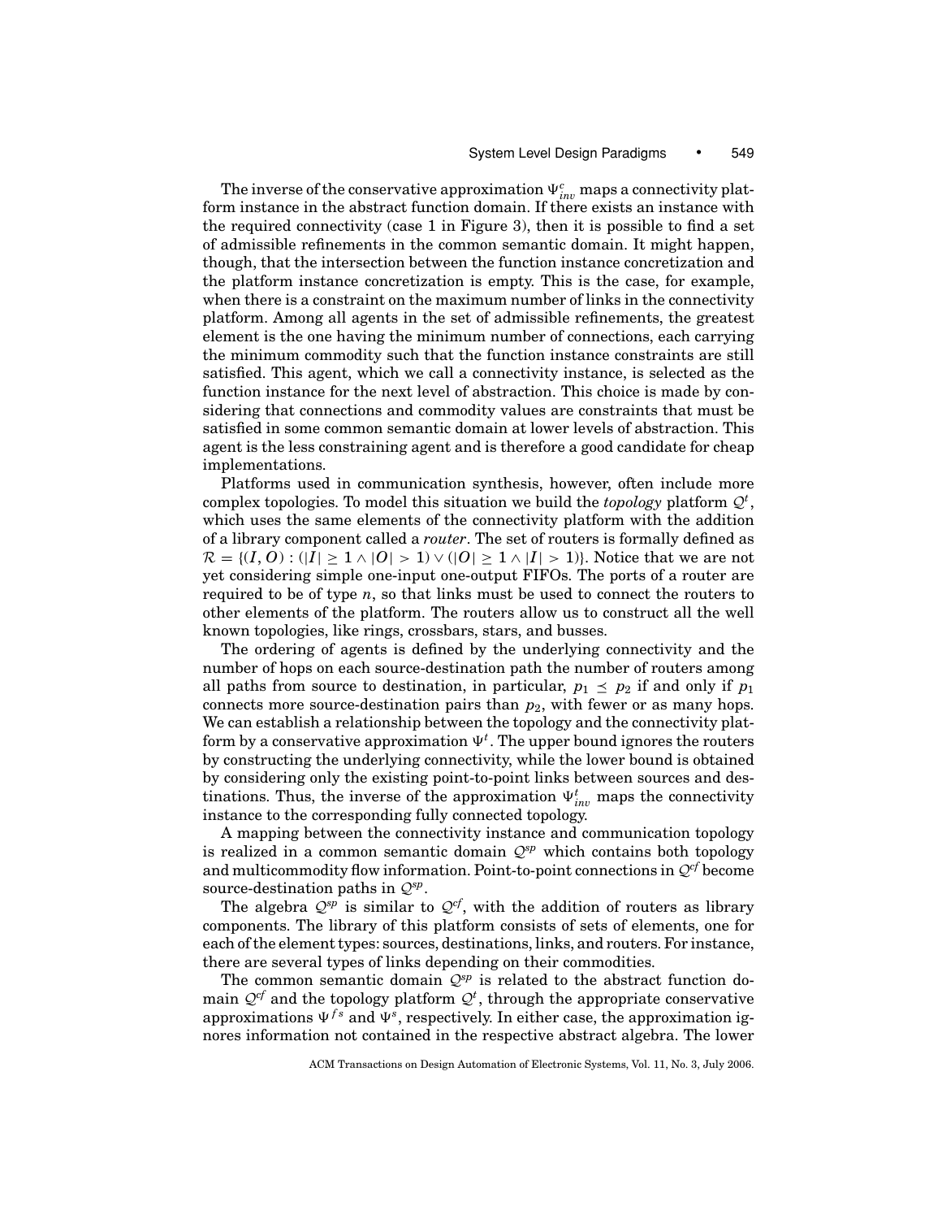The inverse of the conservative approximation $\Psi^c_{inv}$ maps a connectivity platform instance in the abstract function domain. If there exists an instance with the required connectivity (case 1 in Figure 3), then it is possible to find a set of admissible refinements in the common semantic domain. It might happen, though, that the intersection between the function instance concretization and the platform instance concretization is empty. This is the case, for example, when there is a constraint on the maximum number of links in the connectivity platform. Among all agents in the set of admissible refinements, the greatest element is the one having the minimum number of connections, each carrying the minimum commodity such that the function instance constraints are still satisfied. This agent, which we call a connectivity instance, is selected as the function instance for the next level of abstraction. This choice is made by considering that connections and commodity values are constraints that must be satisfied in some common semantic domain at lower levels of abstraction. This agent is the less constraining agent and is therefore a good candidate for cheap implementations.

Platforms used in communication synthesis, however, often include more complex topologies. To model this situation we build the *topology* platform $\mathcal{Q}^t$, which uses the same elements of the connectivity platform with the addition of a library component called a *router*. The set of routers is formally defined as $\mathcal{R} = \{(I, O) : (|I| \geq 1 \wedge |O| > 1) \vee (|O| \geq 1 \wedge |I| > 1)\}$. Notice that we are not yet considering simple one-input one-output FIFOs. The ports of a router are required to be of type $n$, so that links must be used to connect the routers to other elements of the platform. The routers allow us to construct all the well known topologies, like rings, crossbars, stars, and busses.

The ordering of agents is defined by the underlying connectivity and the number of hops on each source-destination path the number of routers among all paths from source to destination, in particular, $p_1 \preceq p_2$ if and only if $p_1$ connects more source-destination pairs than $p_2$, with fewer or as many hops. We can establish a relationship between the topology and the connectivity platform by a conservative approximation $\Psi^t$. The upper bound ignores the routers by constructing the underlying connectivity, while the lower bound is obtained by considering only the existing point-to-point links between sources and destinations. Thus, the inverse of the approximation $\Psi^t_{inv}$ maps the connectivity instance to the corresponding fully connected topology.

A mapping between the connectivity instance and communication topology is realized in a common semantic domain $\mathcal{Q}^{sp}$ which contains both topology and multicommodity flow information. Point-to-point connections in $\mathcal{Q}^{cf}$ become source-destination paths in $\mathcal{Q}^{sp}$.

The algebra $\mathcal{Q}^{sp}$ is similar to $\mathcal{Q}^{cf}$, with the addition of routers as library components. The library of this platform consists of sets of elements, one for each of the element types: sources, destinations, links, and routers. For instance, there are several types of links depending on their commodities.

The common semantic domain $\mathcal{Q}^{sp}$ is related to the abstract function domain $\mathcal{Q}^{cf}$ and the topology platform $\mathcal{Q}^t$, through the appropriate conservative approximations $\Psi^{fs}$ and $\Psi^s$, respectively. In either case, the approximation ignores information not contained in the respective abstract algebra. The lower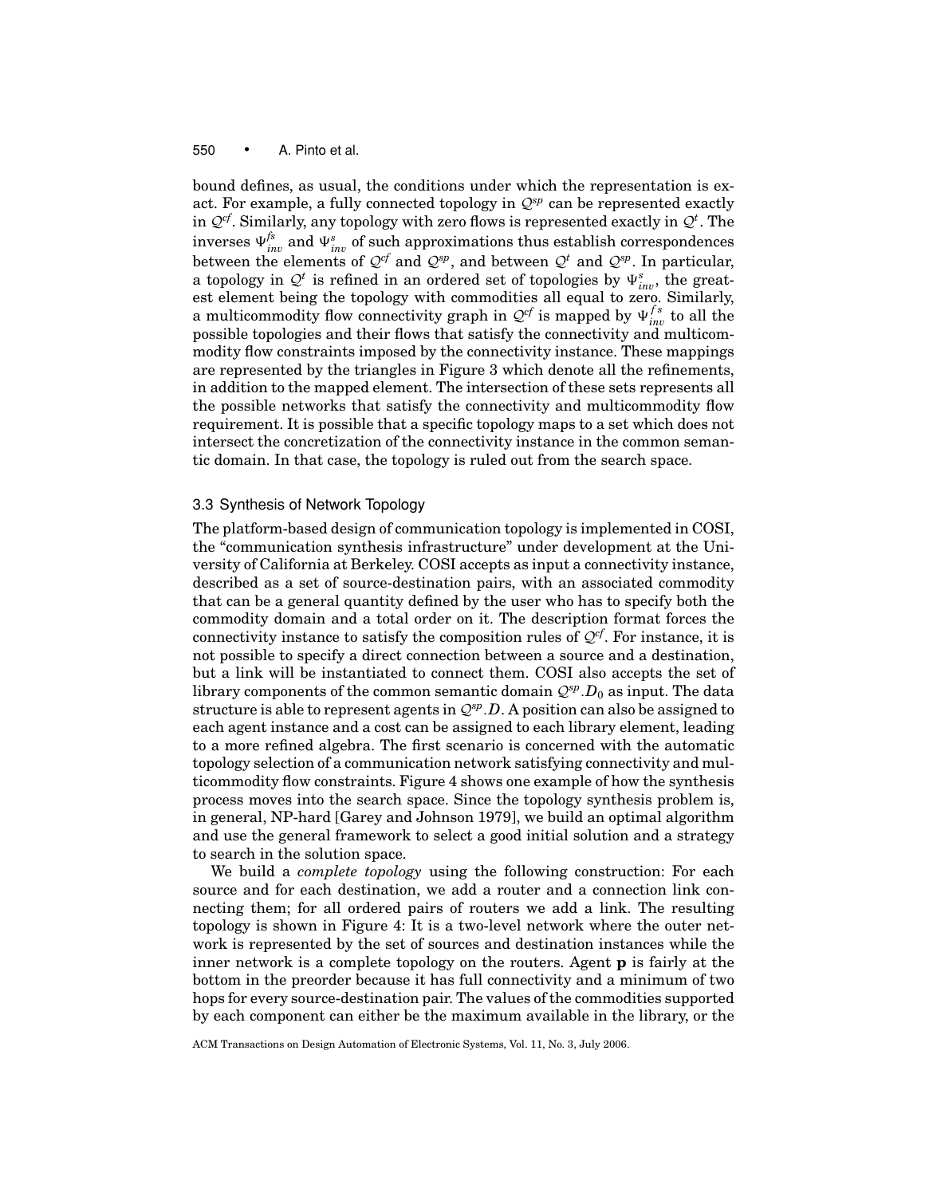bound defines, as usual, the conditions under which the representation is exact. For example, a fully connected topology in $\mathcal{Q}^{sp}$ can be represented exactly in $\mathcal{Q}^{cf}$. Similarly, any topology with zero flows is represented exactly in $\mathcal{Q}^{t}$. The inverses $\Psi_{inv}^{fs}$ and $\Psi_{inv}^{s}$ of such approximations thus establish correspondences between the elements of $\mathcal{Q}^{cf}$ and $\mathcal{Q}^{sp}$, and between $\mathcal{Q}^{t}$ and $\mathcal{Q}^{sp}$. In particular, a topology in $\mathcal{Q}^{t}$ is refined in an ordered set of topologies by $\Psi_{inv}^{s}$, the greatest element being the topology with commodities all equal to zero. Similarly, a multicommodity flow connectivity graph in $\mathcal{Q}^{cf}$ is mapped by $\Psi_{inv}^{fs}$ to all the possible topologies and their flows that satisfy the connectivity and multicommodity flow constraints imposed by the connectivity instance. These mappings are represented by the triangles in Figure 3 which denote all the refinements, in addition to the mapped element. The intersection of these sets represents all the possible networks that satisfy the connectivity and multicommodity flow requirement. It is possible that a specific topology maps to a set which does not intersect the concretization of the connectivity instance in the common semantic domain. In that case, the topology is ruled out from the search space.

### 3.3 Synthesis of Network Topology

The platform-based design of communication topology is implemented in COSI, the "communication synthesis infrastructure" under development at the University of California at Berkeley. COSI accepts as input a connectivity instance, described as a set of source-destination pairs, with an associated commodity that can be a general quantity defined by the user who has to specify both the commodity domain and a total order on it. The description format forces the connectivity instance to satisfy the composition rules of $\mathcal{Q}^{cf}$. For instance, it is not possible to specify a direct connection between a source and a destination, but a link will be instantiated to connect them. COSI also accepts the set of library components of the common semantic domain $\mathcal{Q}^{sp}.D_0$ as input. The data structure is able to represent agents in $\mathcal{Q}^{sp}.D$. A position can also be assigned to each agent instance and a cost can be assigned to each library element, leading to a more refined algebra. The first scenario is concerned with the automatic topology selection of a communication network satisfying connectivity and multicommodity flow constraints. Figure 4 shows one example of how the synthesis process moves into the search space. Since the topology synthesis problem is, in general, NP-hard [Garey and Johnson 1979], we build an optimal algorithm and use the general framework to select a good initial solution and a strategy to search in the solution space.

We build a *complete topology* using the following construction: For each source and for each destination, we add a router and a connection link connecting them; for all ordered pairs of routers we add a link. The resulting topology is shown in Figure 4: It is a two-level network where the outer network is represented by the set of sources and destination instances while the inner network is a complete topology on the routers. Agent **p** is fairly at the bottom in the preorder because it has full connectivity and a minimum of two hops for every source-destination pair. The values of the commodities supported by each component can either be the maximum available in the library, or the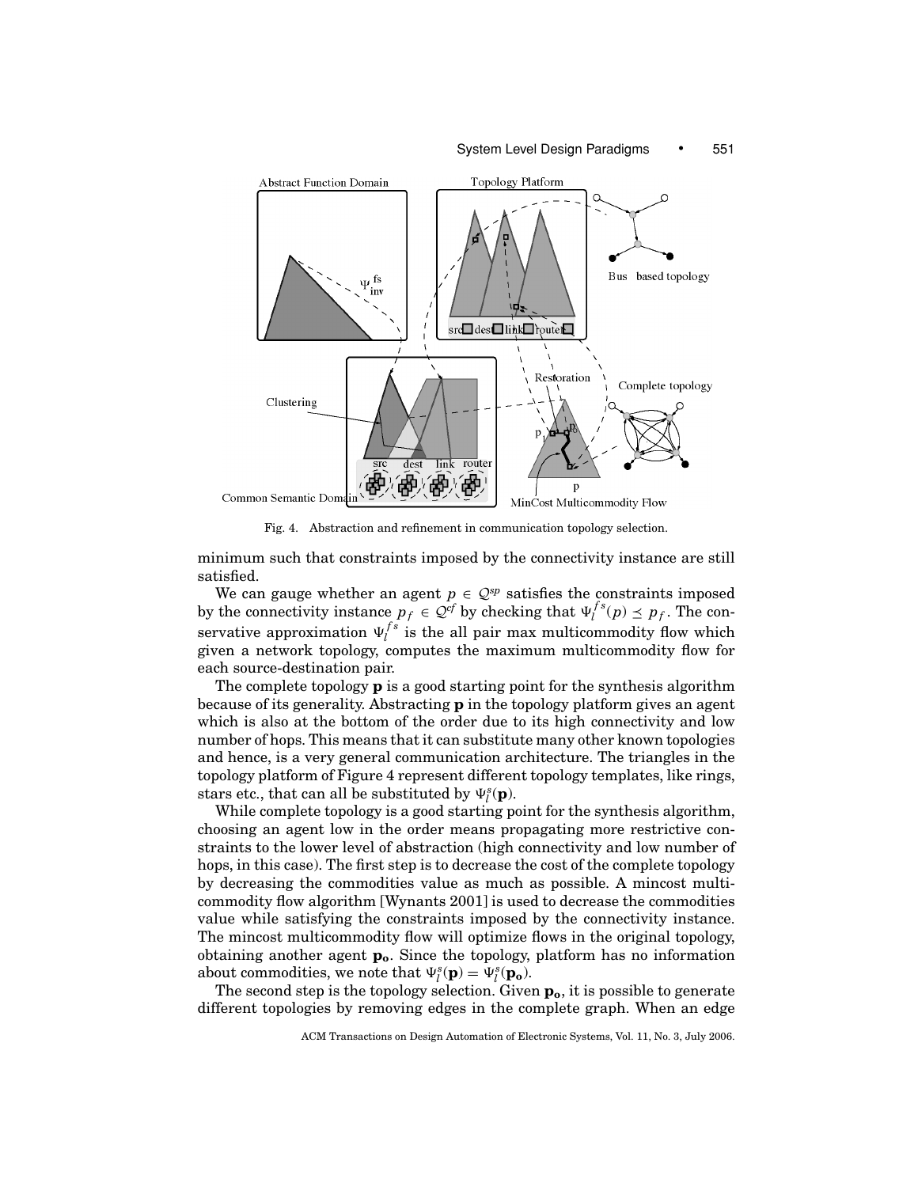Fig. 4. Abstraction and refinement in communication topology selection.

minimum such that constraints imposed by the connectivity instance are still satisfied.

We can gauge whether an agent $p \in \mathcal{Q}^{sp}$ satisfies the constraints imposed by the connectivity instance $p_f \in \mathcal{Q}^{cf}$ by checking that $\Psi_l^{fs}(p) \preceq p_f$. The conservative approximation $\Psi_l^{fs}$ is the all pair max multicommodity flow which given a network topology, computes the maximum multicommodity flow for each source-destination pair.

The complete topology $\mathbf{p}$ is a good starting point for the synthesis algorithm because of its generality. Abstracting $\mathbf{p}$ in the topology platform gives an agent which is also at the bottom of the order due to its high connectivity and low number of hops. This means that it can substitute many other known topologies and hence, is a very general communication architecture. The triangles in the topology platform of Figure 4 represent different topology templates, like rings, stars etc., that can all be substituted by $\Psi_l^s(\mathbf{p})$.

While complete topology is a good starting point for the synthesis algorithm, choosing an agent low in the order means propagating more restrictive constraints to the lower level of abstraction (high connectivity and low number of hops, in this case). The first step is to decrease the cost of the complete topology by decreasing the commodities value as much as possible. A mincost multicommodity flow algorithm [Wynants 2001] is used to decrease the commodities value while satisfying the constraints imposed by the connectivity instance. The mincost multicommodity flow will optimize flows in the original topology, obtaining another agent $\mathbf{p_o}$. Since the topology, platform has no information about commodities, we note that $\Psi_l^s(\mathbf{p}) = \Psi_l^s(\mathbf{p_o})$.

The second step is the topology selection. Given $\mathbf{p_o}$, it is possible to generate different topologies by removing edges in the complete graph. When an edge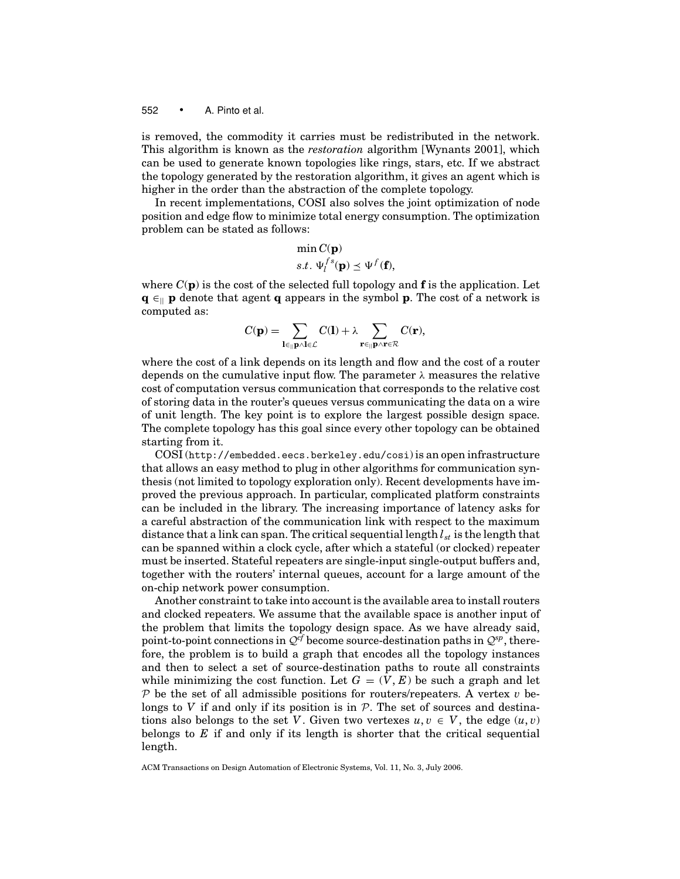is removed, the commodity it carries must be redistributed in the network. This algorithm is known as the *restoration* algorithm [Wynants 2001], which can be used to generate known topologies like rings, stars, etc. If we abstract the topology generated by the restoration algorithm, it gives an agent which is higher in the order than the abstraction of the complete topology.

In recent implementations, COSI also solves the joint optimization of node position and edge flow to minimize total energy consumption. The optimization problem can be stated as follows:

$$\begin{aligned} &\min C(\mathbf{p}) \\ &s.t.\ \Psi_l^{fs}(\mathbf{p}) \preceq \Psi^f(\mathbf{f}), \end{aligned}$$

where $C(\mathbf{p})$ is the cost of the selected full topology and $\mathbf{f}$ is the application. Let $\mathbf{q} \in_{||} \mathbf{p}$ denote that agent $\mathbf{q}$ appears in the symbol $\mathbf{p}$. The cost of a network is computed as:

$$C(\mathbf{p}) = \sum_{\mathbf{l} \in_{||} \mathbf{p} \wedge \mathbf{l} \in \mathcal{L}} C(\mathbf{l}) + \lambda \sum_{\mathbf{r} \in_{||} \mathbf{p} \wedge \mathbf{r} \in \mathcal{R}} C(\mathbf{r}),$$

where the cost of a link depends on its length and flow and the cost of a router depends on the cumulative input flow. The parameter $\lambda$ measures the relative cost of computation versus communication that corresponds to the relative cost of storing data in the router's queues versus communicating the data on a wire of unit length. The key point is to explore the largest possible design space. The complete topology has this goal since every other topology can be obtained starting from it.

COSI (http://embedded.eecs.berkeley.edu/cosi) is an open infrastructure that allows an easy method to plug in other algorithms for communication synthesis (not limited to topology exploration only). Recent developments have improved the previous approach. In particular, complicated platform constraints can be included in the library. The increasing importance of latency asks for a careful abstraction of the communication link with respect to the maximum distance that a link can span. The critical sequential length $l_{st}$ is the length that can be spanned within a clock cycle, after which a stateful (or clocked) repeater must be inserted. Stateful repeaters are single-input single-output buffers and, together with the routers' internal queues, account for a large amount of the on-chip network power consumption.

Another constraint to take into account is the available area to install routers and clocked repeaters. We assume that the available space is another input of the problem that limits the topology design space. As we have already said, point-to-point connections in $\mathcal{Q}^{cf}$ become source-destination paths in $\mathcal{Q}^{sp}$, therefore, the problem is to build a graph that encodes all the topology instances and then to select a set of source-destination paths to route all constraints while minimizing the cost function. Let $G = (V, E)$ be such a graph and let $\mathcal{P}$ be the set of all admissible positions for routers/repeaters. A vertex $v$ belongs to $V$ if and only if its position is in $\mathcal{P}$. The set of sources and destinations also belongs to the set $V$. Given two vertexes $u, v \in V$, the edge $(u, v)$ belongs to $E$ if and only if its length is shorter that the critical sequential length.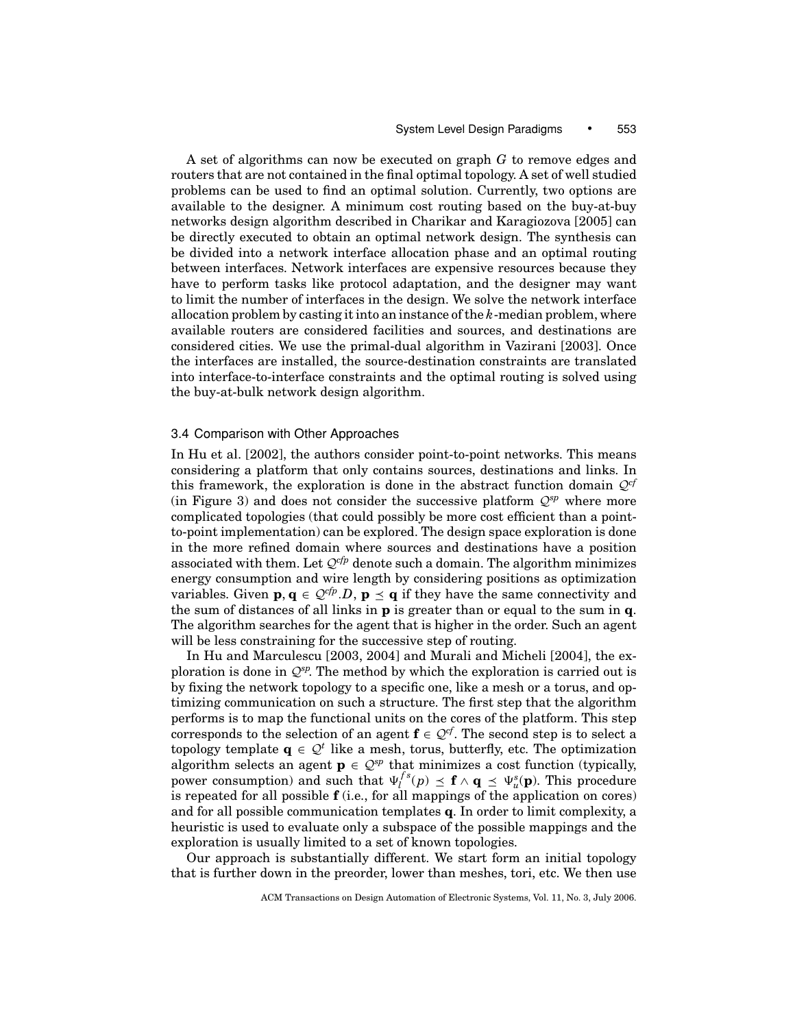A set of algorithms can now be executed on graph $G$ to remove edges and routers that are not contained in the final optimal topology. A set of well studied problems can be used to find an optimal solution. Currently, two options are available to the designer. A minimum cost routing based on the buy-at-buy networks design algorithm described in Charikar and Karagiozova [2005] can be directly executed to obtain an optimal network design. The synthesis can be divided into a network interface allocation phase and an optimal routing between interfaces. Network interfaces are expensive resources because they have to perform tasks like protocol adaptation, and the designer may want to limit the number of interfaces in the design. We solve the network interface allocation problem by casting it into an instance of the $k$-median problem, where available routers are considered facilities and sources, and destinations are considered cities. We use the primal-dual algorithm in Vazirani [2003]. Once the interfaces are installed, the source-destination constraints are translated into interface-to-interface constraints and the optimal routing is solved using the buy-at-bulk network design algorithm.

### 3.4 Comparison with Other Approaches

In Hu et al. [2002], the authors consider point-to-point networks. This means considering a platform that only contains sources, destinations and links. In this framework, the exploration is done in the abstract function domain $\mathcal{Q}^{cf}$ (in Figure 3) and does not consider the successive platform $\mathcal{Q}^{sp}$ where more complicated topologies (that could possibly be more cost efficient than a point-to-point implementation) can be explored. The design space exploration is done in the more refined domain where sources and destinations have a position associated with them. Let $\mathcal{Q}^{cfp}$ denote such a domain. The algorithm minimizes energy consumption and wire length by considering positions as optimization variables. Given $\mathbf{p}, \mathbf{q} \in \mathcal{Q}^{cfp}.D$, $\mathbf{p} \preceq \mathbf{q}$ if they have the same connectivity and the sum of distances of all links in $\mathbf{p}$ is greater than or equal to the sum in $\mathbf{q}$. The algorithm searches for the agent that is higher in the order. Such an agent will be less constraining for the successive step of routing.

In Hu and Marculescu [2003, 2004] and Murali and Micheli [2004], the exploration is done in $\mathcal{Q}^{sp}$. The method by which the exploration is carried out is by fixing the network topology to a specific one, like a mesh or a torus, and optimizing communication on such a structure. The first step that the algorithm performs is to map the functional units on the cores of the platform. This step corresponds to the selection of an agent $\mathbf{f} \in \mathcal{Q}^{cf}$. The second step is to select a topology template $\mathbf{q} \in \mathcal{Q}^{t}$ like a mesh, torus, butterfly, etc. The optimization algorithm selects an agent $\mathbf{p} \in \mathcal{Q}^{sp}$ that minimizes a cost function (typically, power consumption) and such that $\Psi_l^{fs}(p) \preceq \mathbf{f} \wedge \mathbf{q} \preceq \Psi_u^{s}(\mathbf{p})$. This procedure is repeated for all possible $\mathbf{f}$ (i.e., for all mappings of the application on cores) and for all possible communication templates $\mathbf{q}$. In order to limit complexity, a heuristic is used to evaluate only a subspace of the possible mappings and the exploration is usually limited to a set of known topologies.

Our approach is substantially different. We start form an initial topology that is further down in the preorder, lower than meshes, tori, etc. We then use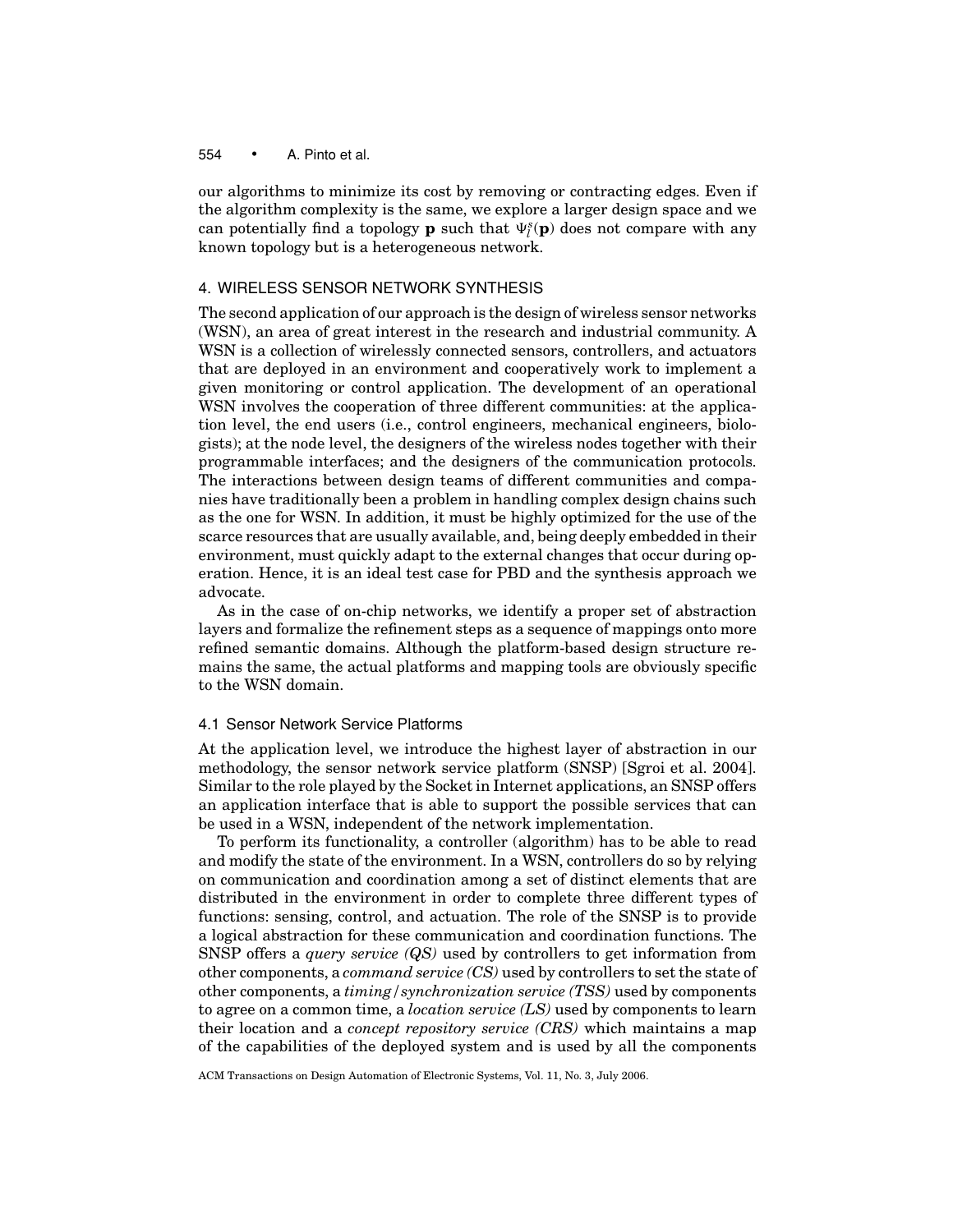our algorithms to minimize its cost by removing or contracting edges. Even if the algorithm complexity is the same, we explore a larger design space and we can potentially find a topology $\mathbf{p}$ such that $\Psi_l^s(\mathbf{p})$ does not compare with any known topology but is a heterogeneous network.

## 4. WIRELESS SENSOR NETWORK SYNTHESIS

The second application of our approach is the design of wireless sensor networks (WSN), an area of great interest in the research and industrial community. A WSN is a collection of wirelessly connected sensors, controllers, and actuators that are deployed in an environment and cooperatively work to implement a given monitoring or control application. The development of an operational WSN involves the cooperation of three different communities: at the application level, the end users (i.e., control engineers, mechanical engineers, biologists); at the node level, the designers of the wireless nodes together with their programmable interfaces; and the designers of the communication protocols. The interactions between design teams of different communities and companies have traditionally been a problem in handling complex design chains such as the one for WSN. In addition, it must be highly optimized for the use of the scarce resources that are usually available, and, being deeply embedded in their environment, must quickly adapt to the external changes that occur during operation. Hence, it is an ideal test case for PBD and the synthesis approach we advocate.

As in the case of on-chip networks, we identify a proper set of abstraction layers and formalize the refinement steps as a sequence of mappings onto more refined semantic domains. Although the platform-based design structure remains the same, the actual platforms and mapping tools are obviously specific to the WSN domain.

### 4.1 Sensor Network Service Platforms

At the application level, we introduce the highest layer of abstraction in our methodology, the sensor network service platform (SNSP) [Sgroi et al. 2004]. Similar to the role played by the Socket in Internet applications, an SNSP offers an application interface that is able to support the possible services that can be used in a WSN, independent of the network implementation.

To perform its functionality, a controller (algorithm) has to be able to read and modify the state of the environment. In a WSN, controllers do so by relying on communication and coordination among a set of distinct elements that are distributed in the environment in order to complete three different types of functions: sensing, control, and actuation. The role of the SNSP is to provide a logical abstraction for these communication and coordination functions. The SNSP offers a *query service (QS)* used by controllers to get information from other components, a *command service (CS)* used by controllers to set the state of other components, a *timing/synchronization service (TSS)* used by components to agree on a common time, a *location service (LS)* used by components to learn their location and a *concept repository service (CRS)* which maintains a map of the capabilities of the deployed system and is used by all the components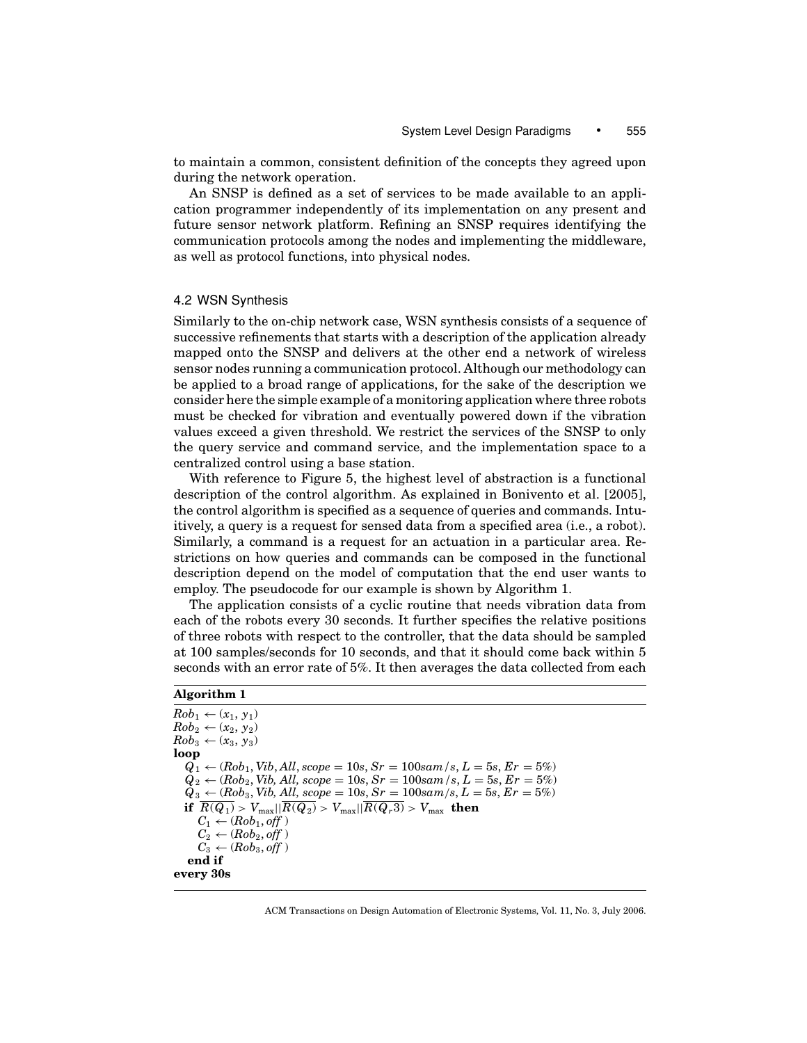to maintain a common, consistent definition of the concepts they agreed upon during the network operation.

An SNSP is defined as a set of services to be made available to an application programmer independently of its implementation on any present and future sensor network platform. Refining an SNSP requires identifying the communication protocols among the nodes and implementing the middleware, as well as protocol functions, into physical nodes.

### 4.2 WSN Synthesis

Similarly to the on-chip network case, WSN synthesis consists of a sequence of successive refinements that starts with a description of the application already mapped onto the SNSP and delivers at the other end a network of wireless sensor nodes running a communication protocol. Although our methodology can be applied to a broad range of applications, for the sake of the description we consider here the simple example of a monitoring application where three robots must be checked for vibration and eventually powered down if the vibration values exceed a given threshold. We restrict the services of the SNSP to only the query service and command service, and the implementation space to a centralized control using a base station.

With reference to Figure 5, the highest level of abstraction is a functional description of the control algorithm. As explained in Bonivento et al. [2005], the control algorithm is specified as a sequence of queries and commands. Intuitively, a query is a request for sensed data from a specified area (i.e., a robot). Similarly, a command is a request for an actuation in a particular area. Restrictions on how queries and commands can be composed in the functional description depend on the model of computation that the end user wants to employ. The pseudocode for our example is shown by Algorithm 1.

The application consists of a cyclic routine that needs vibration data from each of the robots every 30 seconds. It further specifies the relative positions of three robots with respect to the controller, that the data should be sampled at 100 samples/seconds for 10 seconds, and that it should come back within 5 seconds with an error rate of 5%. It then averages the data collected from each

**Algorithm 1**

$Rob_1 \leftarrow (x_1, y_1)$
$Rob_2 \leftarrow (x_2, y_2)$
$Rob_3 \leftarrow (x_3, y_3)$
**loop**
  $Q_1 \leftarrow (Rob_1, Vib, All, scope = 10s, Sr = 100sam/s, L = 5s, Er = 5\%)$
  $Q_2 \leftarrow (Rob_2, Vib, All, scope = 10s, Sr = 100sam/s, L = 5s, Er = 5\%)$
  $Q_3 \leftarrow (Rob_3, Vib, All, scope = 10s, Sr = 100sam/s, L = 5s, Er = 5\%)$
  **if** $\overline{R(Q_1)} > V_{\max} || \overline{R(Q_2)} > V_{\max} || \overline{R(Q_r3)} > V_{\max}$ **then**
    $C_1 \leftarrow (Rob_1, off)$
    $C_2 \leftarrow (Rob_2, off)$
    $C_3 \leftarrow (Rob_3, off)$
  **end if**
**every 30s**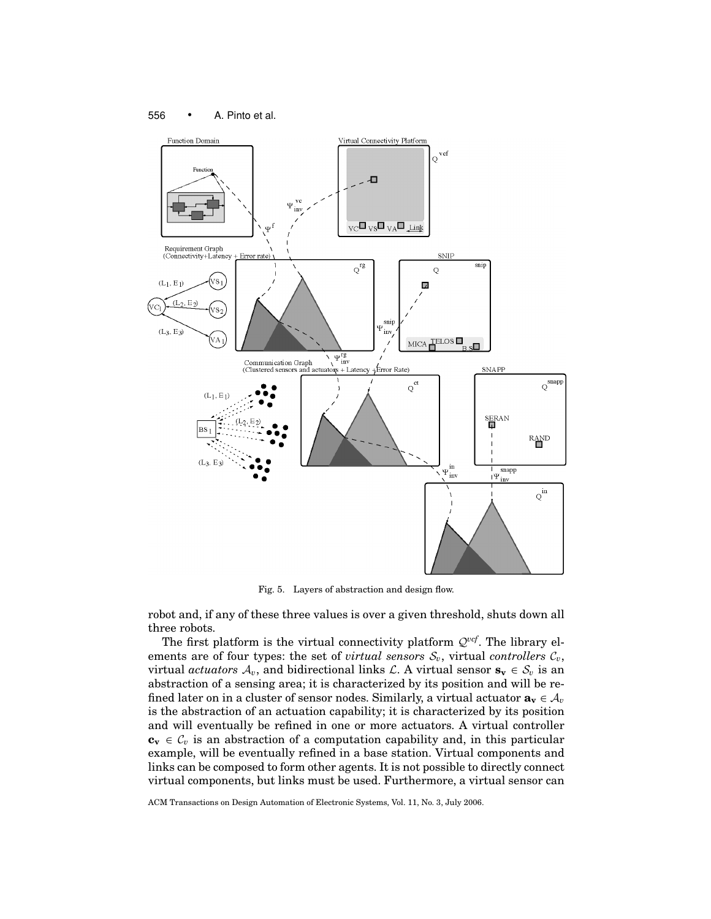Fig. 5. Layers of abstraction and design flow.

robot and, if any of these three values is over a given threshold, shuts down all three robots.

The first platform is the virtual connectivity platform $\mathcal{Q}^{vcf}$. The library elements are of four types: the set of *virtual sensors* $\mathcal{S}_v$, virtual *controllers* $\mathcal{C}_v$, virtual *actuators* $\mathcal{A}_v$, and bidirectional links $\mathcal{L}$. A virtual sensor $\mathbf{s_v} \in \mathcal{S}_v$ is an abstraction of a sensing area; it is characterized by its position and will be refined later on in a cluster of sensor nodes. Similarly, a virtual actuator $\mathbf{a_v} \in \mathcal{A}_v$ is the abstraction of an actuation capability; it is characterized by its position and will eventually be refined in one or more actuators. A virtual controller $\mathbf{c_v} \in \mathcal{C}_v$ is an abstraction of a computation capability and, in this particular example, will be eventually refined in a base station. Virtual components and links can be composed to form other agents. It is not possible to directly connect virtual components, but links must be used. Furthermore, a virtual sensor can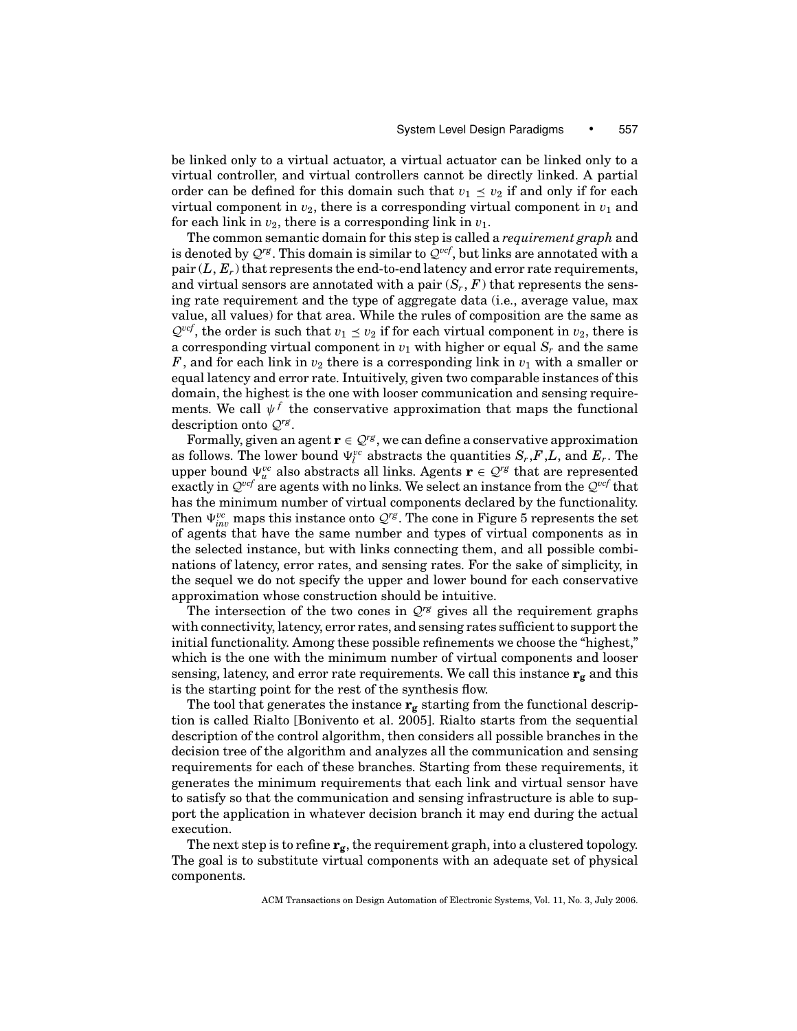be linked only to a virtual actuator, a virtual actuator can be linked only to a virtual controller, and virtual controllers cannot be directly linked. A partial order can be defined for this domain such that $v_1 \preceq v_2$ if and only if for each virtual component in $v_2$, there is a corresponding virtual component in $v_1$ and for each link in $v_2$, there is a corresponding link in $v_1$.

The common semantic domain for this step is called a *requirement graph* and is denoted by $\mathcal{Q}^{rg}$. This domain is similar to $\mathcal{Q}^{vcf}$, but links are annotated with a pair $(L, E_r)$ that represents the end-to-end latency and error rate requirements, and virtual sensors are annotated with a pair $(S_r, F)$ that represents the sensing rate requirement and the type of aggregate data (i.e., average value, max value, all values) for that area. While the rules of composition are the same as $\mathcal{Q}^{vcf}$, the order is such that $v_1 \preceq v_2$ if for each virtual component in $v_2$, there is a corresponding virtual component in $v_1$ with higher or equal $S_r$ and the same $F$, and for each link in $v_2$ there is a corresponding link in $v_1$ with a smaller or equal latency and error rate. Intuitively, given two comparable instances of this domain, the highest is the one with looser communication and sensing requirements. We call $\psi^f$ the conservative approximation that maps the functional description onto $\mathcal{Q}^{rg}$.

Formally, given an agent $\mathbf{r} \in \mathcal{Q}^{rg}$, we can define a conservative approximation as follows. The lower bound $\Psi_l^{vc}$ abstracts the quantities $S_r$,$F$,$L$, and $E_r$. The upper bound $\Psi_u^{vc}$ also abstracts all links. Agents $\mathbf{r} \in \mathcal{Q}^{rg}$ that are represented exactly in $\mathcal{Q}^{vcf}$ are agents with no links. We select an instance from the $\mathcal{Q}^{vcf}$ that has the minimum number of virtual components declared by the functionality. Then $\Psi_{inv}^{vc}$ maps this instance onto $\mathcal{Q}^{rg}$. The cone in Figure 5 represents the set of agents that have the same number and types of virtual components as in the selected instance, but with links connecting them, and all possible combinations of latency, error rates, and sensing rates. For the sake of simplicity, in the sequel we do not specify the upper and lower bound for each conservative approximation whose construction should be intuitive.

The intersection of the two cones in $\mathcal{Q}^{rg}$ gives all the requirement graphs with connectivity, latency, error rates, and sensing rates sufficient to support the initial functionality. Among these possible refinements we choose the "highest," which is the one with the minimum number of virtual components and looser sensing, latency, and error rate requirements. We call this instance $\mathbf{r_g}$ and this is the starting point for the rest of the synthesis flow.

The tool that generates the instance $\mathbf{r_g}$ starting from the functional description is called Rialto [Bonivento et al. 2005]. Rialto starts from the sequential description of the control algorithm, then considers all possible branches in the decision tree of the algorithm and analyzes all the communication and sensing requirements for each of these branches. Starting from these requirements, it generates the minimum requirements that each link and virtual sensor have to satisfy so that the communication and sensing infrastructure is able to support the application in whatever decision branch it may end during the actual execution.

The next step is to refine $\mathbf{r_g}$, the requirement graph, into a clustered topology. The goal is to substitute virtual components with an adequate set of physical components.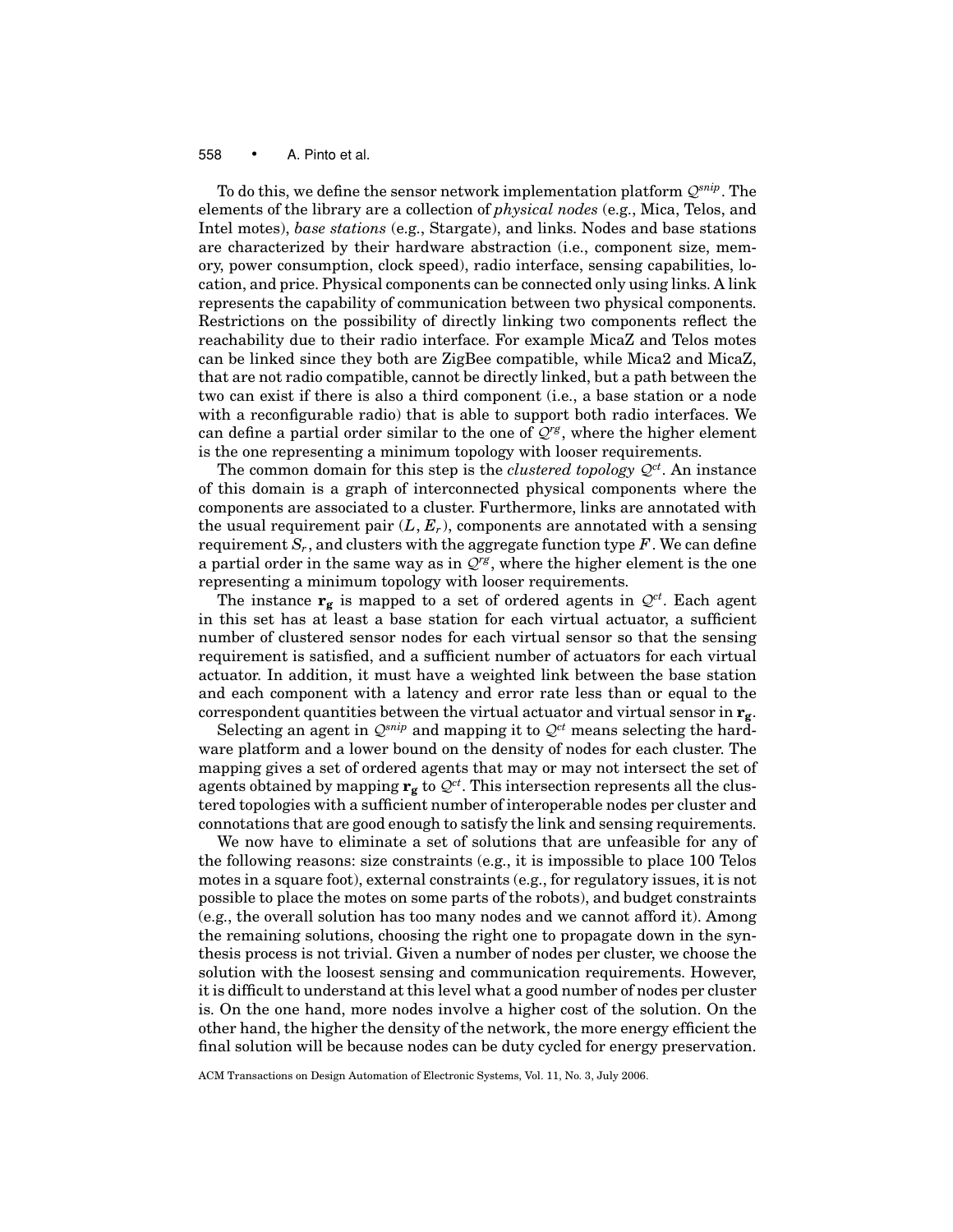To do this, we define the sensor network implementation platform $\mathcal{Q}^{snip}$. The elements of the library are a collection of *physical nodes* (e.g., Mica, Telos, and Intel motes), *base stations* (e.g., Stargate), and links. Nodes and base stations are characterized by their hardware abstraction (i.e., component size, memory, power consumption, clock speed), radio interface, sensing capabilities, location, and price. Physical components can be connected only using links. A link represents the capability of communication between two physical components. Restrictions on the possibility of directly linking two components reflect the reachability due to their radio interface. For example MicaZ and Telos motes can be linked since they both are ZigBee compatible, while Mica2 and MicaZ, that are not radio compatible, cannot be directly linked, but a path between the two can exist if there is also a third component (i.e., a base station or a node with a reconfigurable radio) that is able to support both radio interfaces. We can define a partial order similar to the one of $\mathcal{Q}^{rg}$, where the higher element is the one representing a minimum topology with looser requirements.

The common domain for this step is the *clustered topology* $\mathcal{Q}^{ct}$. An instance of this domain is a graph of interconnected physical components where the components are associated to a cluster. Furthermore, links are annotated with the usual requirement pair $(L, E_r)$, components are annotated with a sensing requirement $S_r$, and clusters with the aggregate function type $F$. We can define a partial order in the same way as in $\mathcal{Q}^{rg}$, where the higher element is the one representing a minimum topology with looser requirements.

The instance $\mathbf{r_g}$ is mapped to a set of ordered agents in $\mathcal{Q}^{ct}$. Each agent in this set has at least a base station for each virtual actuator, a sufficient number of clustered sensor nodes for each virtual sensor so that the sensing requirement is satisfied, and a sufficient number of actuators for each virtual actuator. In addition, it must have a weighted link between the base station and each component with a latency and error rate less than or equal to the correspondent quantities between the virtual actuator and virtual sensor in $\mathbf{r_g}$.

Selecting an agent in $\mathcal{Q}^{snip}$ and mapping it to $\mathcal{Q}^{ct}$ means selecting the hardware platform and a lower bound on the density of nodes for each cluster. The mapping gives a set of ordered agents that may or may not intersect the set of agents obtained by mapping $\mathbf{r_g}$ to $\mathcal{Q}^{ct}$. This intersection represents all the clustered topologies with a sufficient number of interoperable nodes per cluster and connotations that are good enough to satisfy the link and sensing requirements.

We now have to eliminate a set of solutions that are unfeasible for any of the following reasons: size constraints (e.g., it is impossible to place 100 Telos motes in a square foot), external constraints (e.g., for regulatory issues, it is not possible to place the motes on some parts of the robots), and budget constraints (e.g., the overall solution has too many nodes and we cannot afford it). Among the remaining solutions, choosing the right one to propagate down in the synthesis process is not trivial. Given a number of nodes per cluster, we choose the solution with the loosest sensing and communication requirements. However, it is difficult to understand at this level what a good number of nodes per cluster is. On the one hand, more nodes involve a higher cost of the solution. On the other hand, the higher the density of the network, the more energy efficient the final solution will be because nodes can be duty cycled for energy preservation.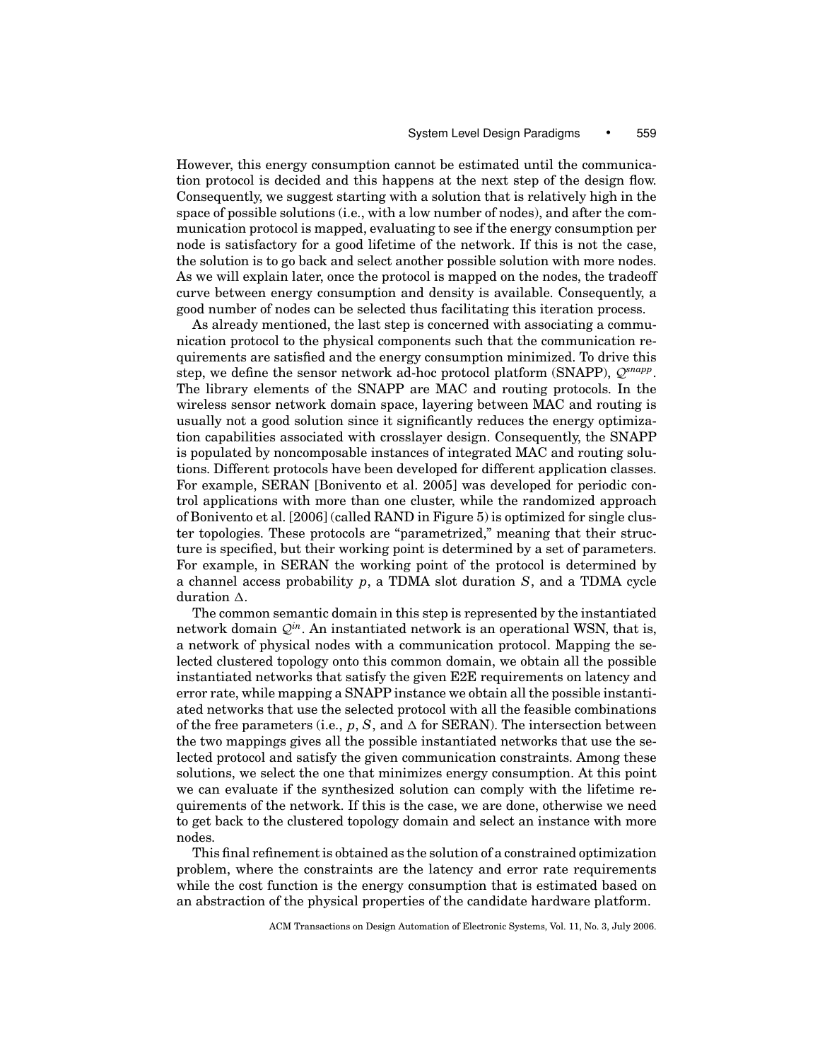However, this energy consumption cannot be estimated until the communication protocol is decided and this happens at the next step of the design flow. Consequently, we suggest starting with a solution that is relatively high in the space of possible solutions (i.e., with a low number of nodes), and after the communication protocol is mapped, evaluating to see if the energy consumption per node is satisfactory for a good lifetime of the network. If this is not the case, the solution is to go back and select another possible solution with more nodes. As we will explain later, once the protocol is mapped on the nodes, the tradeoff curve between energy consumption and density is available. Consequently, a good number of nodes can be selected thus facilitating this iteration process.

As already mentioned, the last step is concerned with associating a communication protocol to the physical components such that the communication requirements are satisfied and the energy consumption minimized. To drive this step, we define the sensor network ad-hoc protocol platform (SNAPP), $\mathcal{Q}^{snapp}$. The library elements of the SNAPP are MAC and routing protocols. In the wireless sensor network domain space, layering between MAC and routing is usually not a good solution since it significantly reduces the energy optimization capabilities associated with crosslayer design. Consequently, the SNAPP is populated by noncomposable instances of integrated MAC and routing solutions. Different protocols have been developed for different application classes. For example, SERAN [Bonivento et al. 2005] was developed for periodic control applications with more than one cluster, while the randomized approach of Bonivento et al. [2006] (called RAND in Figure 5) is optimized for single cluster topologies. These protocols are "parametrized," meaning that their structure is specified, but their working point is determined by a set of parameters. For example, in SERAN the working point of the protocol is determined by a channel access probability $p$, a TDMA slot duration $S$, and a TDMA cycle duration $\Delta$.

The common semantic domain in this step is represented by the instantiated network domain $\mathcal{Q}^{in}$. An instantiated network is an operational WSN, that is, a network of physical nodes with a communication protocol. Mapping the selected clustered topology onto this common domain, we obtain all the possible instantiated networks that satisfy the given E2E requirements on latency and error rate, while mapping a SNAPP instance we obtain all the possible instantiated networks that use the selected protocol with all the feasible combinations of the free parameters (i.e., $p$, $S$, and $\Delta$ for SERAN). The intersection between the two mappings gives all the possible instantiated networks that use the selected protocol and satisfy the given communication constraints. Among these solutions, we select the one that minimizes energy consumption. At this point we can evaluate if the synthesized solution can comply with the lifetime requirements of the network. If this is the case, we are done, otherwise we need to get back to the clustered topology domain and select an instance with more nodes.

This final refinement is obtained as the solution of a constrained optimization problem, where the constraints are the latency and error rate requirements while the cost function is the energy consumption that is estimated based on an abstraction of the physical properties of the candidate hardware platform.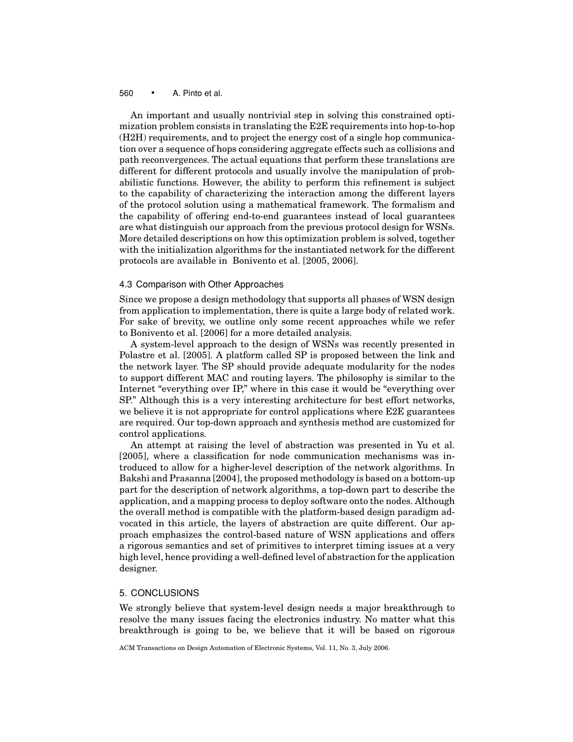An important and usually nontrivial step in solving this constrained optimization problem consists in translating the E2E requirements into hop-to-hop (H2H) requirements, and to project the energy cost of a single hop communication over a sequence of hops considering aggregate effects such as collisions and path reconvergences. The actual equations that perform these translations are different for different protocols and usually involve the manipulation of probabilistic functions. However, the ability to perform this refinement is subject to the capability of characterizing the interaction among the different layers of the protocol solution using a mathematical framework. The formalism and the capability of offering end-to-end guarantees instead of local guarantees are what distinguish our approach from the previous protocol design for WSNs. More detailed descriptions on how this optimization problem is solved, together with the initialization algorithms for the instantiated network for the different protocols are available in Bonivento et al. [2005, 2006].

### 4.3 Comparison with Other Approaches

Since we propose a design methodology that supports all phases of WSN design from application to implementation, there is quite a large body of related work. For sake of brevity, we outline only some recent approaches while we refer to Bonivento et al. [2006] for a more detailed analysis.

A system-level approach to the design of WSNs was recently presented in Polastre et al. [2005]. A platform called SP is proposed between the link and the network layer. The SP should provide adequate modularity for the nodes to support different MAC and routing layers. The philosophy is similar to the Internet "everything over IP," where in this case it would be "everything over SP." Although this is a very interesting architecture for best effort networks, we believe it is not appropriate for control applications where E2E guarantees are required. Our top-down approach and synthesis method are customized for control applications.

An attempt at raising the level of abstraction was presented in Yu et al. [2005], where a classification for node communication mechanisms was introduced to allow for a higher-level description of the network algorithms. In Bakshi and Prasanna [2004], the proposed methodology is based on a bottom-up part for the description of network algorithms, a top-down part to describe the application, and a mapping process to deploy software onto the nodes. Although the overall method is compatible with the platform-based design paradigm advocated in this article, the layers of abstraction are quite different. Our approach emphasizes the control-based nature of WSN applications and offers a rigorous semantics and set of primitives to interpret timing issues at a very high level, hence providing a well-defined level of abstraction for the application designer.

## 5. CONCLUSIONS

We strongly believe that system-level design needs a major breakthrough to resolve the many issues facing the electronics industry. No matter what this breakthrough is going to be, we believe that it will be based on rigorous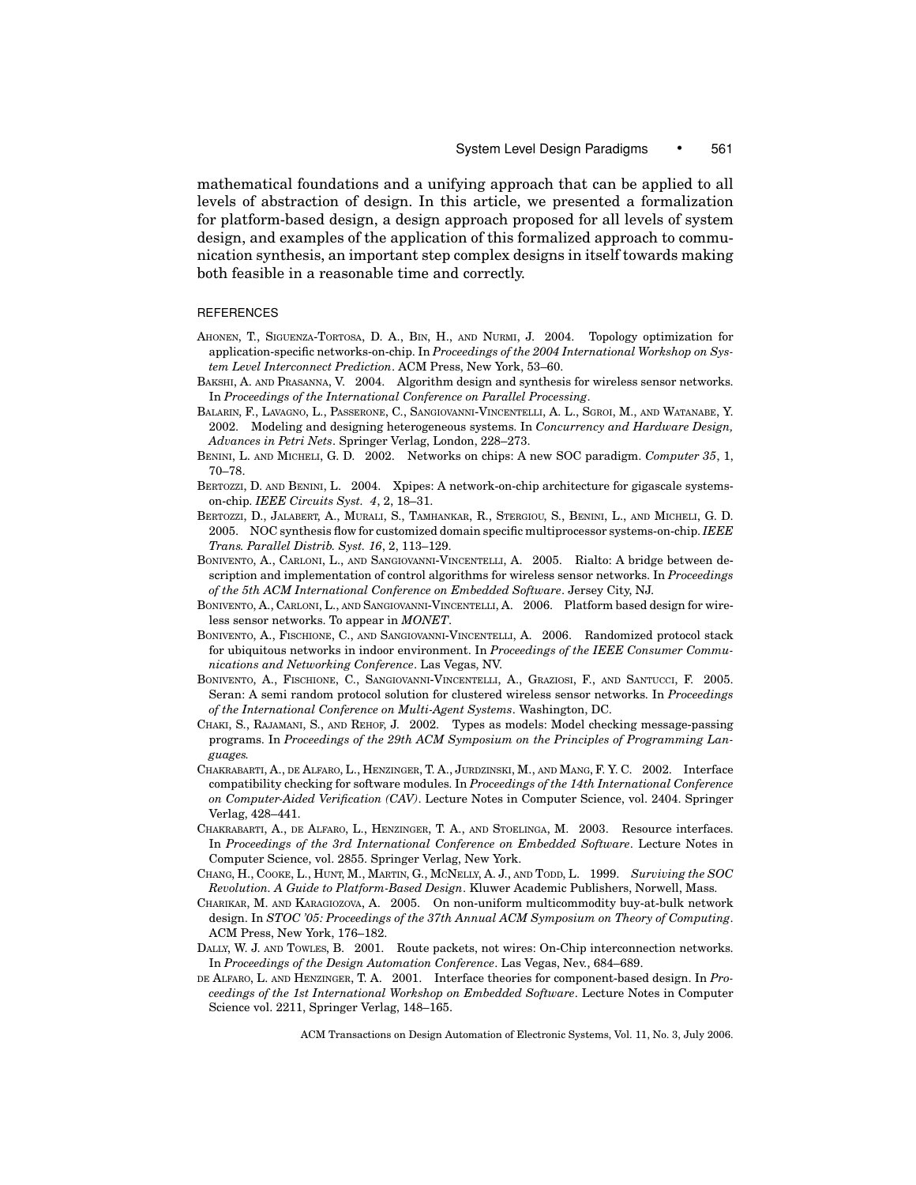mathematical foundations and a unifying approach that can be applied to all levels of abstraction of design. In this article, we presented a formalization for platform-based design, a design approach proposed for all levels of system design, and examples of the application of this formalized approach to communication synthesis, an important step complex designs in itself towards making both feasible in a reasonable time and correctly.

## REFERENCES

AHONEN, T., SIGUENZA-TORTOSA, D. A., BIN, H., AND NURMI, J. 2004. Topology optimization for application-specific networks-on-chip. In *Proceedings of the 2004 International Workshop on System Level Interconnect Prediction*. ACM Press, New York, 53–60.

BAKSHI, A. AND PRASANNA, V. 2004. Algorithm design and synthesis for wireless sensor networks. In *Proceedings of the International Conference on Parallel Processing*.

BALARIN, F., LAVAGNO, L., PASSERONE, C., SANGIOVANNI-VINCENTELLI, A. L., SGROI, M., AND WATANABE, Y. 2002. Modeling and designing heterogeneous systems. In *Concurrency and Hardware Design, Advances in Petri Nets*. Springer Verlag, London, 228–273.

BENINI, L. AND MICHELI, G. D. 2002. Networks on chips: A new SOC paradigm. *Computer 35*, 1, 70–78.

BERTOZZI, D. AND BENINI, L. 2004. Xpipes: A network-on-chip architecture for gigascale systems-on-chip. *IEEE Circuits Syst. 4*, 2, 18–31.

BERTOZZI, D., JALABERT, A., MURALI, S., TAMHANKAR, R., STERGIOU, S., BENINI, L., AND MICHELI, G. D. 2005. NOC synthesis flow for customized domain specific multiprocessor systems-on-chip. *IEEE Trans. Parallel Distrib. Syst. 16*, 2, 113–129.

BONIVENTO, A., CARLONI, L., AND SANGIOVANNI-VINCENTELLI, A. 2005. Rialto: A bridge between description and implementation of control algorithms for wireless sensor networks. In *Proceedings of the 5th ACM International Conference on Embedded Software*. Jersey City, NJ.

BONIVENTO, A., CARLONI, L., AND SANGIOVANNI-VINCENTELLI, A. 2006. Platform based design for wireless sensor networks. To appear in *MONET*.

BONIVENTO, A., FISCHIONE, C., AND SANGIOVANNI-VINCENTELLI, A. 2006. Randomized protocol stack for ubiquitous networks in indoor environment. In *Proceedings of the IEEE Consumer Communications and Networking Conference*. Las Vegas, NV.

BONIVENTO, A., FISCHIONE, C., SANGIOVANNI-VINCENTELLI, A., GRAZIOSI, F., AND SANTUCCI, F. 2005. Seran: A semi random protocol solution for clustered wireless sensor networks. In *Proceedings of the International Conference on Multi-Agent Systems*. Washington, DC.

CHAKI, S., RAJAMANI, S., AND REHOF, J. 2002. Types as models: Model checking message-passing programs. In *Proceedings of the 29th ACM Symposium on the Principles of Programming Languages.*

CHAKRABARTI, A., DE ALFARO, L., HENZINGER, T. A., JURDZINSKI, M., AND MANG, F. Y. C. 2002. Interface compatibility checking for software modules. In *Proceedings of the 14th International Conference on Computer-Aided Verification (CAV)*. Lecture Notes in Computer Science, vol. 2404. Springer Verlag, 428–441.

CHAKRABARTI, A., DE ALFARO, L., HENZINGER, T. A., AND STOELINGA, M. 2003. Resource interfaces. In *Proceedings of the 3rd International Conference on Embedded Software*. Lecture Notes in Computer Science, vol. 2855. Springer Verlag, New York.

CHANG, H., COOKE, L., HUNT, M., MARTIN, G., MCNELLY, A. J., AND TODD, L. 1999. *Surviving the SOC Revolution. A Guide to Platform-Based Design*. Kluwer Academic Publishers, Norwell, Mass.

CHARIKAR, M. AND KARAGIOZOVA, A. 2005. On non-uniform multicommodity buy-at-bulk network design. In *STOC '05: Proceedings of the 37th Annual ACM Symposium on Theory of Computing*. ACM Press, New York, 176–182.

DALLY, W. J. AND TOWLES, B. 2001. Route packets, not wires: On-Chip interconnection networks. In *Proceedings of the Design Automation Conference*. Las Vegas, Nev., 684–689.

DE ALFARO, L. AND HENZINGER, T. A. 2001. Interface theories for component-based design. In *Proceedings of the 1st International Workshop on Embedded Software*. Lecture Notes in Computer Science vol. 2211, Springer Verlag, 148–165.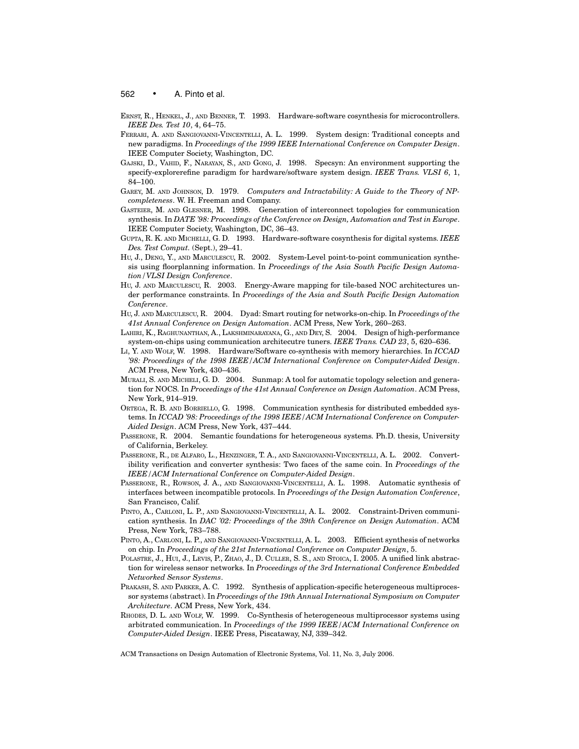ERNST, R., HENKEL, J., AND BENNER, T. 1993. Hardware-software cosynthesis for microcontrollers. *IEEE Des. Test 10*, 4, 64–75.

FERRARI, A. AND SANGIOVANNI-VINCENTELLI, A. L. 1999. System design: Traditional concepts and new paradigms. In *Proceedings of the 1999 IEEE International Conference on Computer Design*. IEEE Computer Society, Washington, DC.

GAJSKI, D., VAHID, F., NARAYAN, S., AND GONG, J. 1998. Specsyn: An environment supporting the specify-explorerefine paradigm for hardware/software system design. *IEEE Trans. VLSI 6*, 1, 84–100.

GAREY, M. AND JOHNSON, D. 1979. *Computers and Intractability: A Guide to the Theory of NP-completeness*. W. H. Freeman and Company.

GASTEIER, M. AND GLESNER, M. 1998. Generation of interconnect topologies for communication synthesis. In *DATE '98: Proceedings of the Conference on Design, Automation and Test in Europe*. IEEE Computer Society, Washington, DC, 36–43.

GUPTA, R. K. AND MICHELLI, G. D. 1993. Hardware-software cosynthesis for digital systems. *IEEE Des. Test Comput.* (Sept.), 29–41.

HU, J., DENG, Y., AND MARCULESCU, R. 2002. System-Level point-to-point communication synthesis using floorplanning information. In *Proceedings of the Asia South Pacific Design Automation/VLSI Design Conference*.

HU, J. AND MARCULESCU, R. 2003. Energy-Aware mapping for tile-based NOC architectures under performance constraints. In *Proceedings of the Asia and South Pacific Design Automation Conference*.

HU, J. AND MARCULESCU, R. 2004. Dyad: Smart routing for networks-on-chip. In *Proceedings of the 41st Annual Conference on Design Automation*. ACM Press, New York, 260–263.

LAHIRI, K., RAGHUNANTHAN, A., LAKSHMINARAYANA, G., AND DEY, S. 2004. Design of high-performance system-on-chips using communication architecutre tuners. *IEEE Trans. CAD 23*, 5, 620–636.

LI, Y. AND WOLF, W. 1998. Hardware/Software co-synthesis with memory hierarchies. In *ICCAD '98: Proceedings of the 1998 IEEE/ACM International Conference on Computer-Aided Design*. ACM Press, New York, 430–436.

MURALI, S. AND MICHELI, G. D. 2004. Sunmap: A tool for automatic topology selection and generation for NOCS. In *Proceedings of the 41st Annual Conference on Design Automation*. ACM Press, New York, 914–919.

ORTEGA, R. B. AND BORRIELLO, G. 1998. Communication synthesis for distributed embedded systems. In *ICCAD '98: Proceedings of the 1998 IEEE/ACM International Conference on Computer-Aided Design*. ACM Press, New York, 437–444.

PASSERONE, R. 2004. Semantic foundations for heterogeneous systems. Ph.D. thesis, University of California, Berkeley.

PASSERONE, R., DE ALFARO, L., HENZINGER, T. A., AND SANGIOVANNI-VINCENTELLI, A. L. 2002. Convertibility verification and converter synthesis: Two faces of the same coin. In *Proceedings of the IEEE/ACM International Conference on Computer-Aided Design*.

PASSERONE, R., ROWSON, J. A., AND SANGIOVANNI-VINCENTELLI, A. L. 1998. Automatic synthesis of interfaces between incompatible protocols. In *Proceedings of the Design Automation Conference*, San Francisco, Calif.

PINTO, A., CARLONI, L. P., AND SANGIOVANNI-VINCENTELLI, A. L. 2002. Constraint-Driven communication synthesis. In *DAC '02: Proceedings of the 39th Conference on Design Automation*. ACM Press, New York, 783–788.

PINTO, A., CARLONI, L. P., AND SANGIOVANNI-VINCENTELLI, A. L. 2003. Efficient synthesis of networks on chip. In *Proceedings of the 21st International Conference on Computer Design*, 5.

POLASTRE, J., HUI, J., LEVIS, P., ZHAO, J., D. CULLER, S. S., AND STOICA, I. 2005. A unified link abstraction for wireless sensor networks. In *Proceedings of the 3rd International Conference Embedded Networked Sensor Systems*.

PRAKASH, S. AND PARKER, A. C. 1992. Synthesis of application-specific heterogeneous multiprocessor systems (abstract). In *Proceedings of the 19th Annual International Symposium on Computer Architecture*. ACM Press, New York, 434.

RHODES, D. L. AND WOLF, W. 1999. Co-Synthesis of heterogeneous multiprocessor systems using arbitrated communication. In *Proceedings of the 1999 IEEE/ACM International Conference on Computer-Aided Design*. IEEE Press, Piscataway, NJ, 339–342.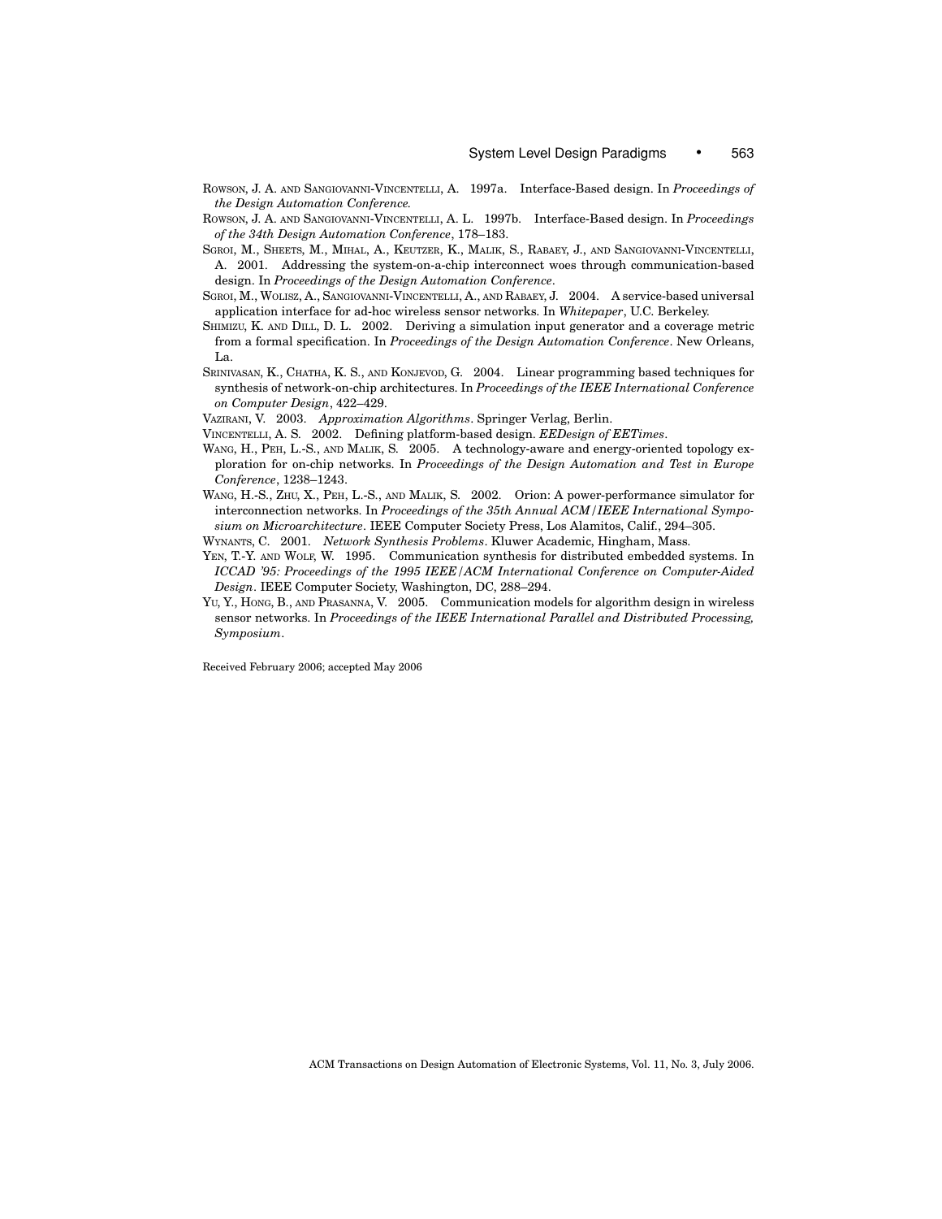ROWSON, J. A. AND SANGIOVANNI-VINCENTELLI, A. 1997a. Interface-Based design. In *Proceedings of the Design Automation Conference.*

ROWSON, J. A. AND SANGIOVANNI-VINCENTELLI, A. L. 1997b. Interface-Based design. In *Proceedings of the 34th Design Automation Conference*, 178–183.

SGROI, M., SHEETS, M., MIHAL, A., KEUTZER, K., MALIK, S., RABAEY, J., AND SANGIOVANNI-VINCENTELLI, A. 2001. Addressing the system-on-a-chip interconnect woes through communication-based design. In *Proceedings of the Design Automation Conference*.

SGROI, M., WOLISZ, A., SANGIOVANNI-VINCENTELLI, A., AND RABAEY, J. 2004. A service-based universal application interface for ad-hoc wireless sensor networks. In *Whitepaper*, U.C. Berkeley.

SHIMIZU, K. AND DILL, D. L. 2002. Deriving a simulation input generator and a coverage metric from a formal specification. In *Proceedings of the Design Automation Conference*. New Orleans, La.

SRINIVASAN, K., CHATHA, K. S., AND KONJEVOD, G. 2004. Linear programming based techniques for synthesis of network-on-chip architectures. In *Proceedings of the IEEE International Conference on Computer Design*, 422–429.

VAZIRANI, V. 2003. *Approximation Algorithms*. Springer Verlag, Berlin.

VINCENTELLI, A. S. 2002. Defining platform-based design. *EEDesign of EETimes*.

WANG, H., PEH, L.-S., AND MALIK, S. 2005. A technology-aware and energy-oriented topology exploration for on-chip networks. In *Proceedings of the Design Automation and Test in Europe Conference*, 1238–1243.

WANG, H.-S., ZHU, X., PEH, L.-S., AND MALIK, S. 2002. Orion: A power-performance simulator for interconnection networks. In *Proceedings of the 35th Annual ACM/IEEE International Symposium on Microarchitecture*. IEEE Computer Society Press, Los Alamitos, Calif., 294–305.

WYNANTS, C. 2001. *Network Synthesis Problems*. Kluwer Academic, Hingham, Mass.

YEN, T.-Y. AND WOLF, W. 1995. Communication synthesis for distributed embedded systems. In *ICCAD '95: Proceedings of the 1995 IEEE/ACM International Conference on Computer-Aided Design*. IEEE Computer Society, Washington, DC, 288–294.

YU, Y., HONG, B., AND PRASANNA, V. 2005. Communication models for algorithm design in wireless sensor networks. In *Proceedings of the IEEE International Parallel and Distributed Processing, Symposium*.

Received February 2006; accepted May 2006